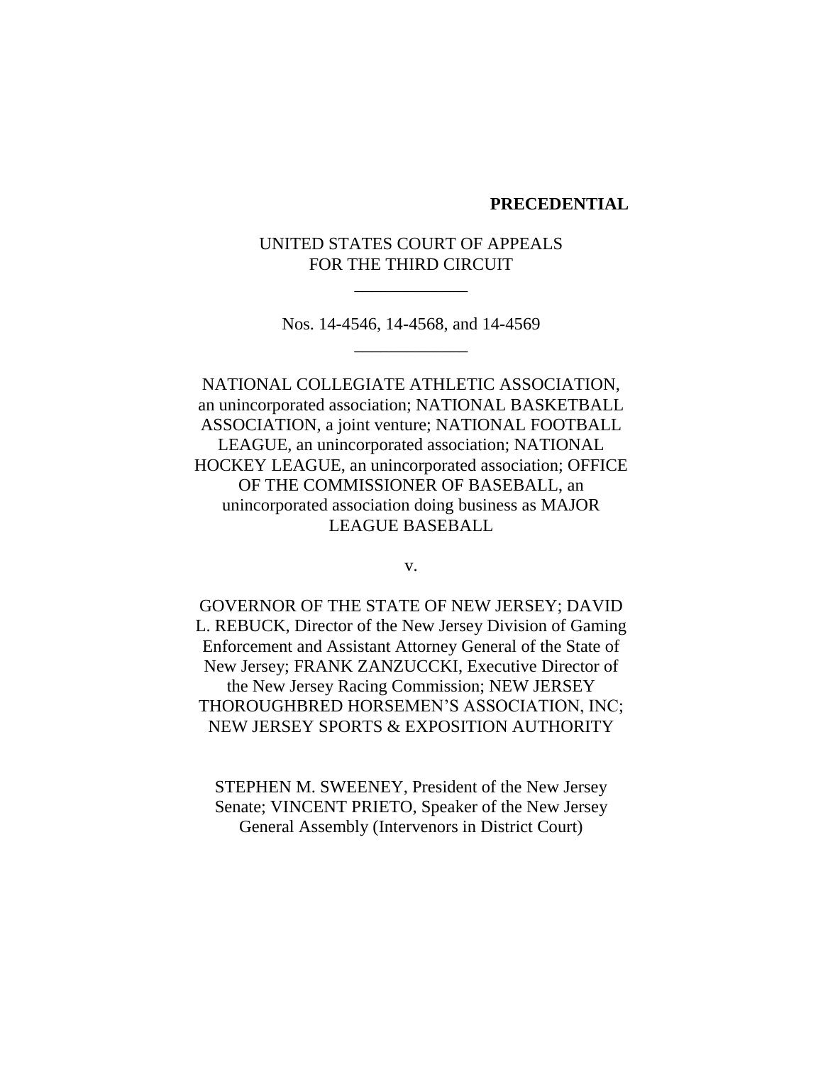**PRECEDENTIAL**

UNITED STATES COURT OF APPEALS
FOR THE THIRD CIRCUIT

\_\_\_\_\_\_\_\_\_\_\_\_\_

Nos. 14-4546, 14-4568, and 14-4569

\_\_\_\_\_\_\_\_\_\_\_\_\_

NATIONAL COLLEGIATE ATHLETIC ASSOCIATION, an unincorporated association; NATIONAL BASKETBALL ASSOCIATION, a joint venture; NATIONAL FOOTBALL LEAGUE, an unincorporated association; NATIONAL HOCKEY LEAGUE, an unincorporated association; OFFICE OF THE COMMISSIONER OF BASEBALL, an unincorporated association doing business as MAJOR LEAGUE BASEBALL

v.

GOVERNOR OF THE STATE OF NEW JERSEY; DAVID L. REBUCK, Director of the New Jersey Division of Gaming Enforcement and Assistant Attorney General of the State of New Jersey; FRANK ZANZUCCKI, Executive Director of the New Jersey Racing Commission; NEW JERSEY THOROUGHBRED HORSEMEN'S ASSOCIATION, INC; NEW JERSEY SPORTS & EXPOSITION AUTHORITY

STEPHEN M. SWEENEY, President of the New Jersey Senate; VINCENT PRIETO, Speaker of the New Jersey General Assembly (Intervenors in District Court)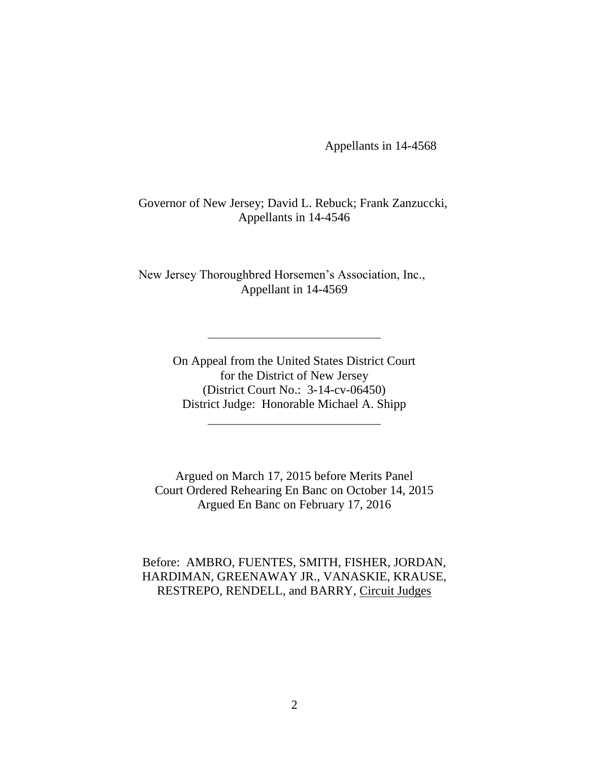Appellants in 14-4568

Governor of New Jersey; David L. Rebuck; Frank Zanzuccki,
Appellants in 14-4546

New Jersey Thoroughbred Horsemen's Association, Inc.,
Appellant in 14-4569

---

On Appeal from the United States District Court
for the District of New Jersey
(District Court No.: 3-14-cv-06450)
District Judge: Honorable Michael A. Shipp

---

Argued on March 17, 2015 before Merits Panel
Court Ordered Rehearing En Banc on October 14, 2015
Argued En Banc on February 17, 2016

Before: AMBRO, FUENTES, SMITH, FISHER, JORDAN, HARDIMAN, GREENAWAY JR., VANASKIE, KRAUSE, RESTREPO, RENDELL, and BARRY, Circuit Judges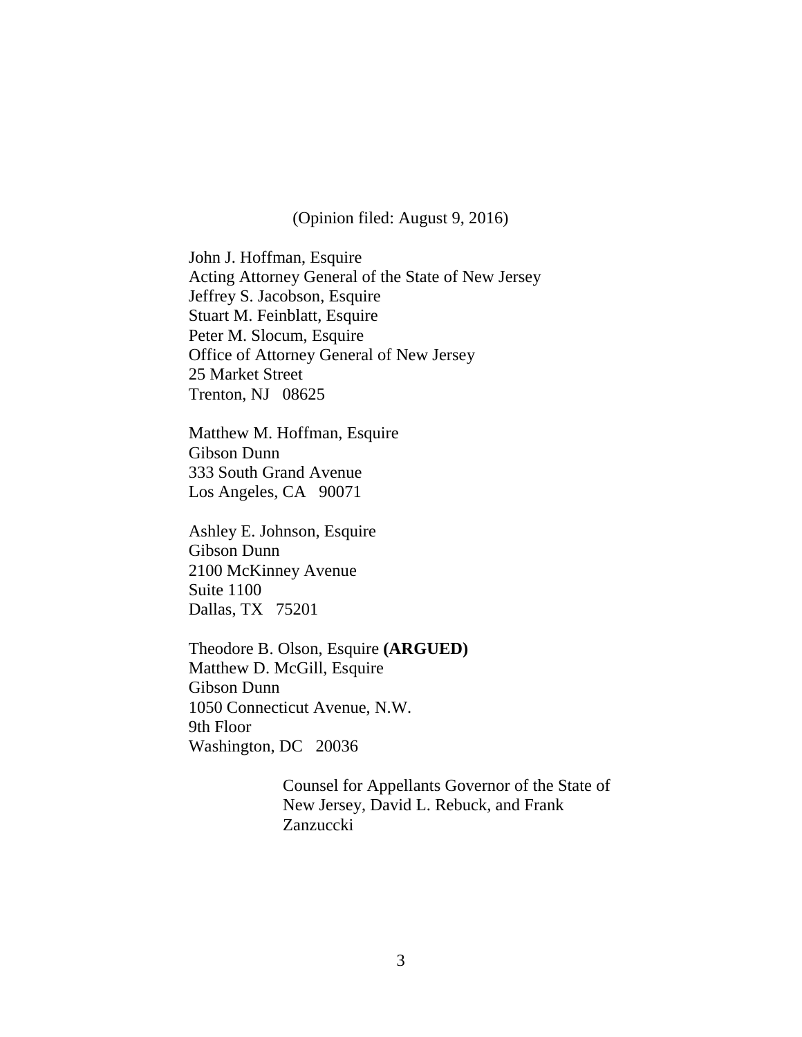(Opinion filed: August 9, 2016)

John J. Hoffman, Esquire
Acting Attorney General of the State of New Jersey
Jeffrey S. Jacobson, Esquire
Stuart M. Feinblatt, Esquire
Peter M. Slocum, Esquire
Office of Attorney General of New Jersey
25 Market Street
Trenton, NJ 08625

Matthew M. Hoffman, Esquire
Gibson Dunn
333 South Grand Avenue
Los Angeles, CA 90071

Ashley E. Johnson, Esquire
Gibson Dunn
2100 McKinney Avenue
Suite 1100
Dallas, TX 75201

Theodore B. Olson, Esquire **(ARGUED)**
Matthew D. McGill, Esquire
Gibson Dunn
1050 Connecticut Avenue, N.W.
9th Floor
Washington, DC 20036

Counsel for Appellants Governor of the State of New Jersey, David L. Rebuck, and Frank Zanzuccki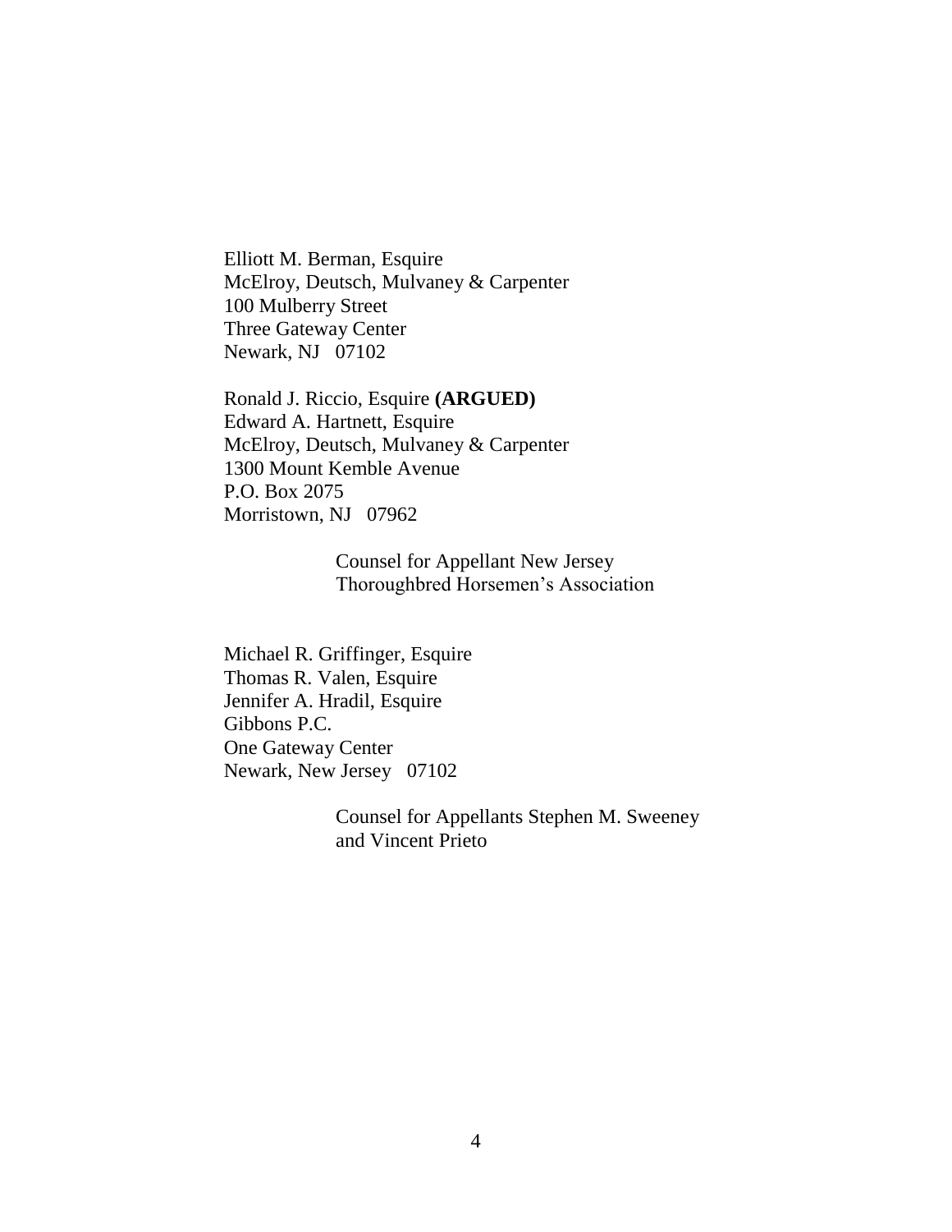Elliott M. Berman, Esquire
McElroy, Deutsch, Mulvaney & Carpenter
100 Mulberry Street
Three Gateway Center
Newark, NJ 07102

Ronald J. Riccio, Esquire **(ARGUED)**
Edward A. Hartnett, Esquire
McElroy, Deutsch, Mulvaney & Carpenter
1300 Mount Kemble Avenue
P.O. Box 2075
Morristown, NJ 07962

Counsel for Appellant New Jersey Thoroughbred Horsemen's Association

Michael R. Griffinger, Esquire
Thomas R. Valen, Esquire
Jennifer A. Hradil, Esquire
Gibbons P.C.
One Gateway Center
Newark, New Jersey 07102

Counsel for Appellants Stephen M. Sweeney and Vincent Prieto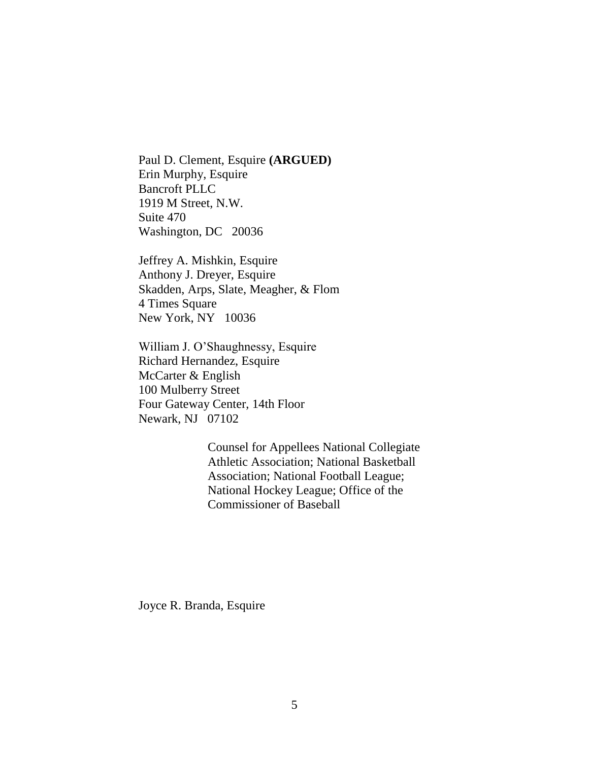Paul D. Clement, Esquire **(ARGUED)**
Erin Murphy, Esquire
Bancroft PLLC
1919 M Street, N.W.
Suite 470
Washington, DC 20036

Jeffrey A. Mishkin, Esquire
Anthony J. Dreyer, Esquire
Skadden, Arps, Slate, Meagher, & Flom
4 Times Square
New York, NY 10036

William J. O'Shaughnessy, Esquire
Richard Hernandez, Esquire
McCarter & English
100 Mulberry Street
Four Gateway Center, 14th Floor
Newark, NJ 07102

Counsel for Appellees National Collegiate Athletic Association; National Basketball Association; National Football League; National Hockey League; Office of the Commissioner of Baseball

Joyce R. Branda, Esquire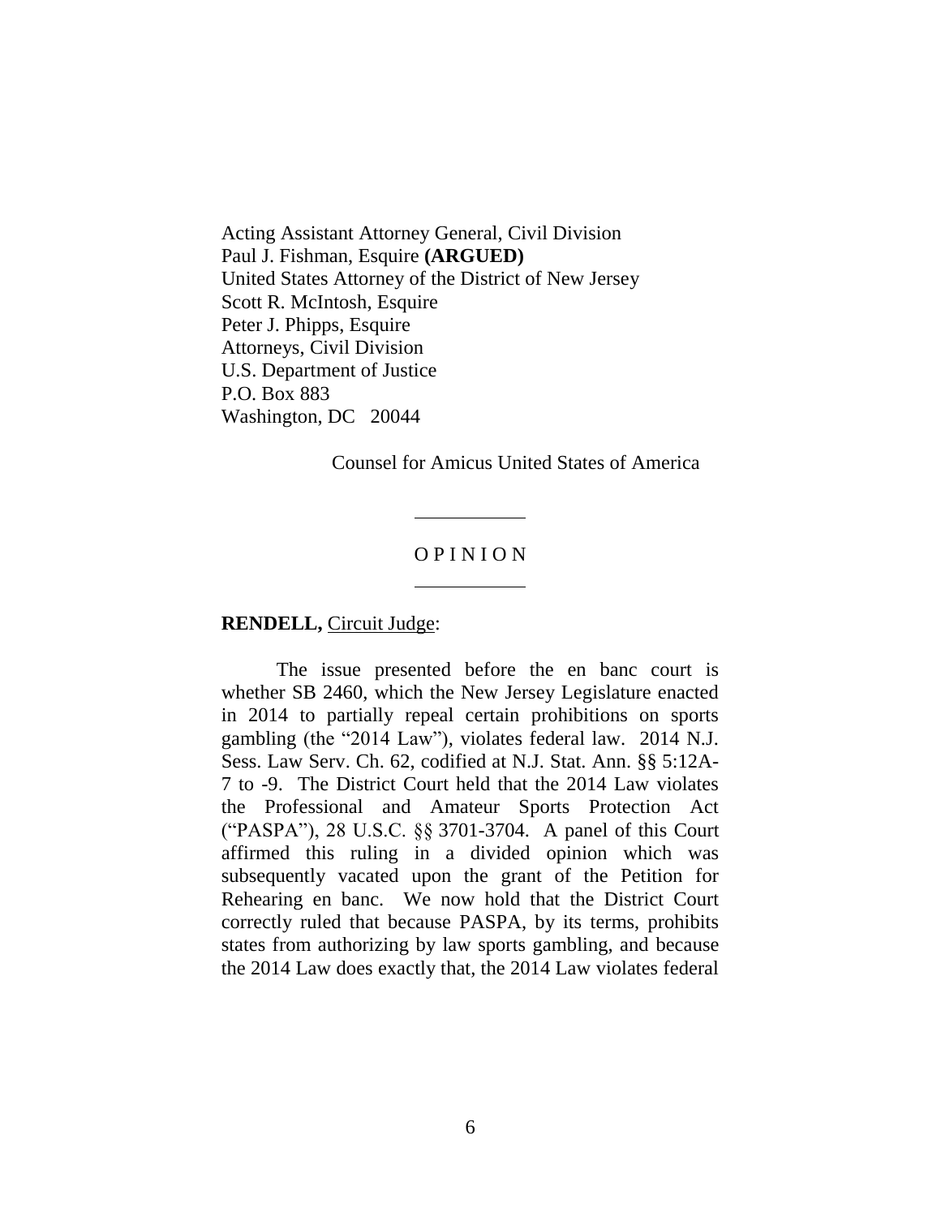Acting Assistant Attorney General, Civil Division
Paul J. Fishman, Esquire **(ARGUED)**
United States Attorney of the District of New Jersey
Scott R. McIntosh, Esquire
Peter J. Phipps, Esquire
Attorneys, Civil Division
U.S. Department of Justice
P.O. Box 883
Washington, DC 20044

Counsel for Amicus United States of America

---

O P I N I O N

---

**RENDELL,** Circuit Judge:

The issue presented before the en banc court is whether SB 2460, which the New Jersey Legislature enacted in 2014 to partially repeal certain prohibitions on sports gambling (the "2014 Law"), violates federal law. 2014 N.J. Sess. Law Serv. Ch. 62, codified at N.J. Stat. Ann. §§ 5:12A-7 to -9. The District Court held that the 2014 Law violates the Professional and Amateur Sports Protection Act ("PASPA"), 28 U.S.C. §§ 3701-3704. A panel of this Court affirmed this ruling in a divided opinion which was subsequently vacated upon the grant of the Petition for Rehearing en banc. We now hold that the District Court correctly ruled that because PASPA, by its terms, prohibits states from authorizing by law sports gambling, and because the 2014 Law does exactly that, the 2014 Law violates federal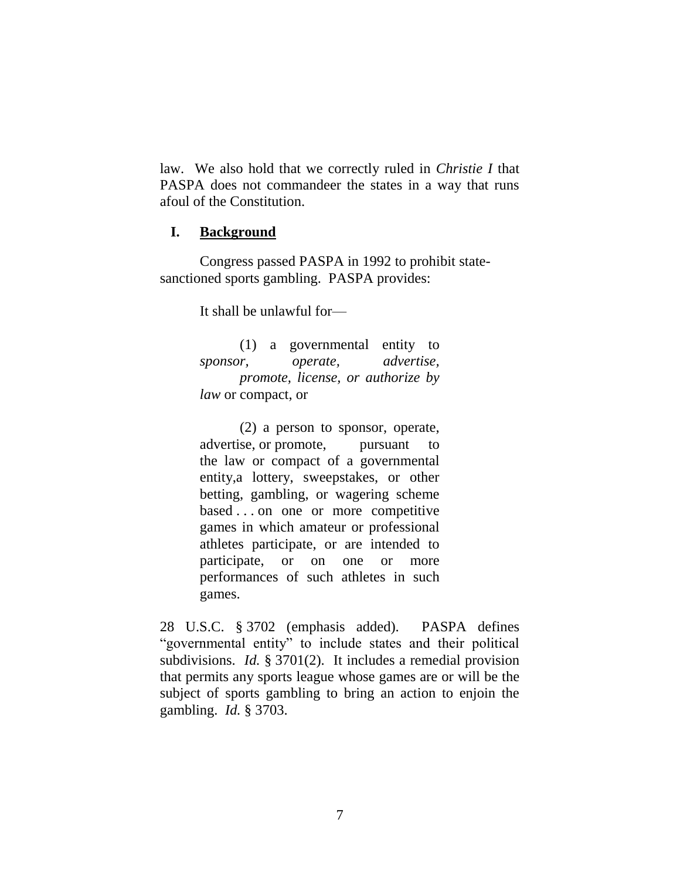law. We also hold that we correctly ruled in *Christie I* that PASPA does not commandeer the states in a way that runs afoul of the Constitution.

## I. Background

Congress passed PASPA in 1992 to prohibit state-sanctioned sports gambling. PASPA provides:

> It shall be unlawful for—
>
> (1) a governmental entity to *sponsor, operate, advertise, promote, license, or authorize by law* or compact, or
>
> (2) a person to sponsor, operate, advertise, or promote, pursuant to the law or compact of a governmental entity,a lottery, sweepstakes, or other betting, gambling, or wagering scheme based . . . on one or more competitive games in which amateur or professional athletes participate, or are intended to participate, or on one or more performances of such athletes in such games.

28 U.S.C. § 3702 (emphasis added). PASPA defines "governmental entity" to include states and their political subdivisions. *Id.* § 3701(2). It includes a remedial provision that permits any sports league whose games are or will be the subject of sports gambling to bring an action to enjoin the gambling. *Id.* § 3703.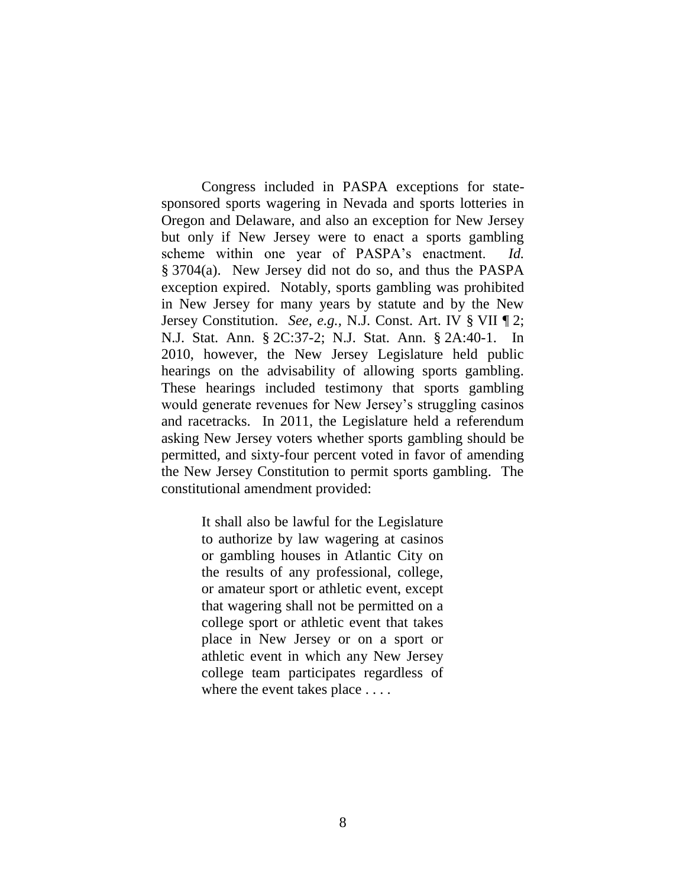Congress included in PASPA exceptions for state-sponsored sports wagering in Nevada and sports lotteries in Oregon and Delaware, and also an exception for New Jersey but only if New Jersey were to enact a sports gambling scheme within one year of PASPA's enactment. *Id.* § 3704(a). New Jersey did not do so, and thus the PASPA exception expired. Notably, sports gambling was prohibited in New Jersey for many years by statute and by the New Jersey Constitution. *See, e.g.*, N.J. Const. Art. IV § VII ¶ 2; N.J. Stat. Ann. § 2C:37-2; N.J. Stat. Ann. § 2A:40-1. In 2010, however, the New Jersey Legislature held public hearings on the advisability of allowing sports gambling. These hearings included testimony that sports gambling would generate revenues for New Jersey's struggling casinos and racetracks. In 2011, the Legislature held a referendum asking New Jersey voters whether sports gambling should be permitted, and sixty-four percent voted in favor of amending the New Jersey Constitution to permit sports gambling. The constitutional amendment provided:

> It shall also be lawful for the Legislature to authorize by law wagering at casinos or gambling houses in Atlantic City on the results of any professional, college, or amateur sport or athletic event, except that wagering shall not be permitted on a college sport or athletic event that takes place in New Jersey or on a sport or athletic event in which any New Jersey college team participates regardless of where the event takes place . . . .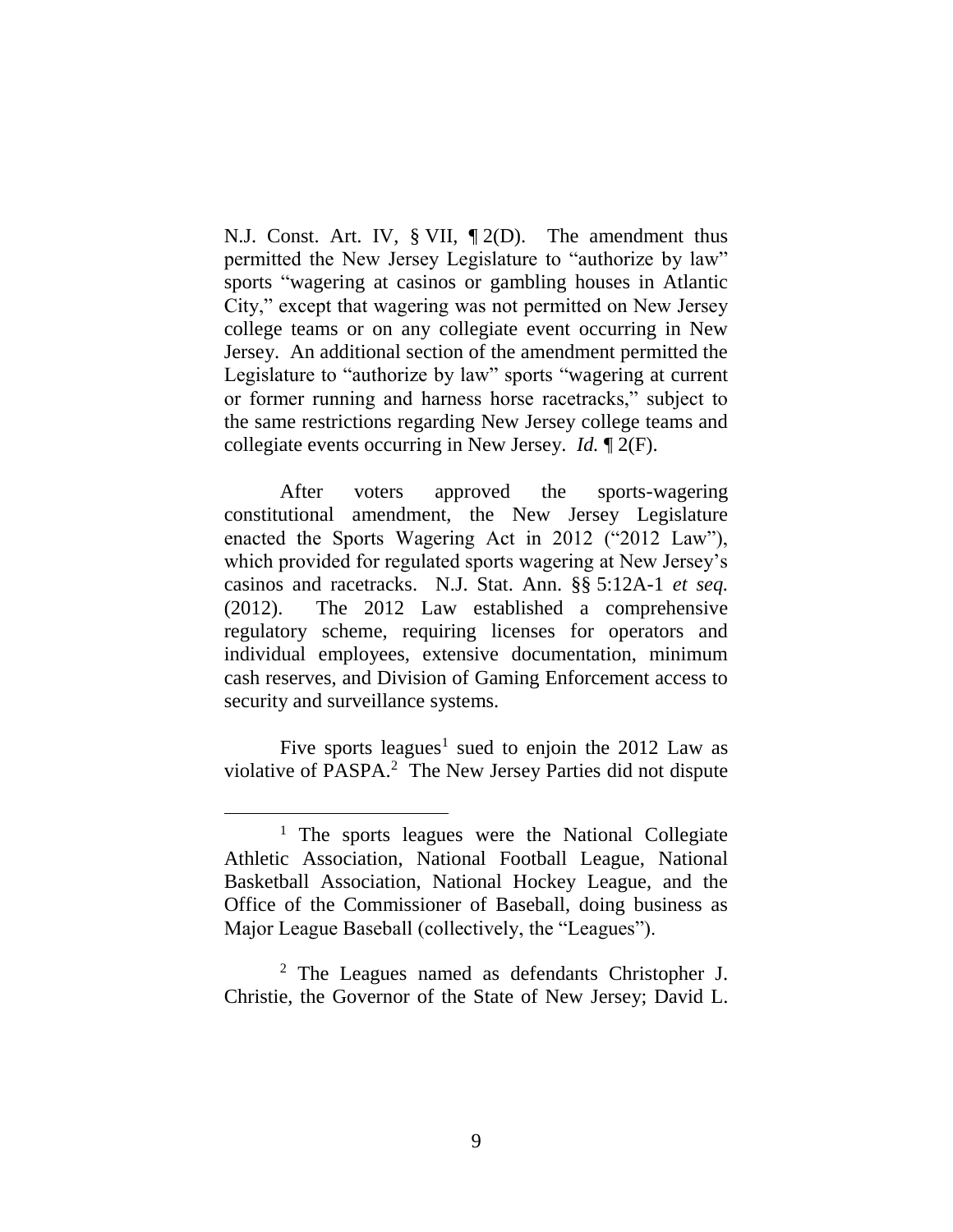N.J. Const. Art. IV, § VII, ¶ 2(D). The amendment thus permitted the New Jersey Legislature to "authorize by law" sports "wagering at casinos or gambling houses in Atlantic City," except that wagering was not permitted on New Jersey college teams or on any collegiate event occurring in New Jersey. An additional section of the amendment permitted the Legislature to "authorize by law" sports "wagering at current or former running and harness horse racetracks," subject to the same restrictions regarding New Jersey college teams and collegiate events occurring in New Jersey. *Id.* ¶ 2(F).

After voters approved the sports-wagering constitutional amendment, the New Jersey Legislature enacted the Sports Wagering Act in 2012 ("2012 Law"), which provided for regulated sports wagering at New Jersey's casinos and racetracks. N.J. Stat. Ann. §§ 5:12A-1 *et seq.* (2012). The 2012 Law established a comprehensive regulatory scheme, requiring licenses for operators and individual employees, extensive documentation, minimum cash reserves, and Division of Gaming Enforcement access to security and surveillance systems.

Five sports leagues[1] sued to enjoin the 2012 Law as violative of PASPA.[2] The New Jersey Parties did not dispute

---

[1] The sports leagues were the National Collegiate Athletic Association, National Football League, National Basketball Association, National Hockey League, and the Office of the Commissioner of Baseball, doing business as Major League Baseball (collectively, the "Leagues").

[2] The Leagues named as defendants Christopher J. Christie, the Governor of the State of New Jersey; David L.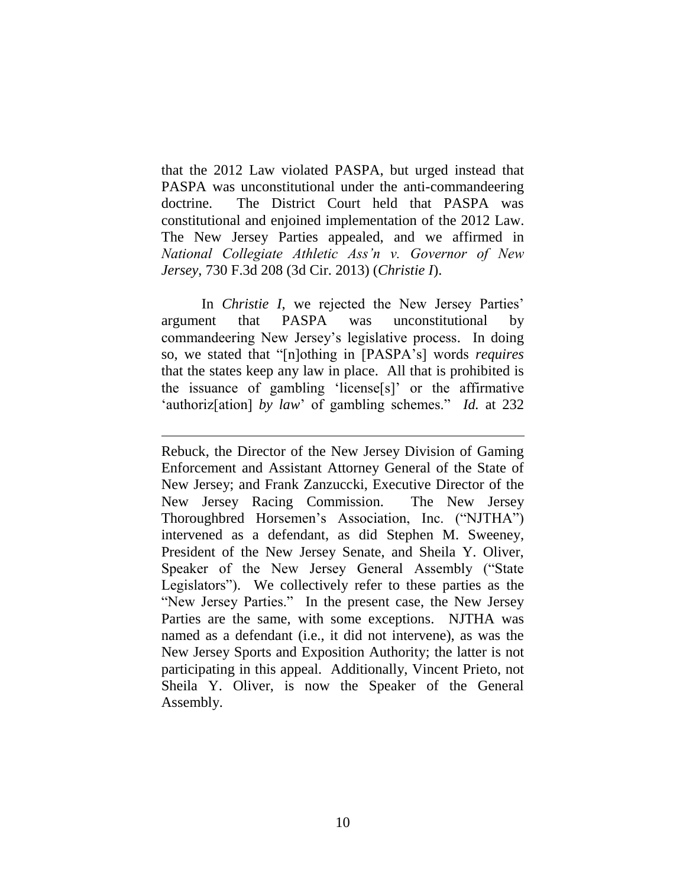that the 2012 Law violated PASPA, but urged instead that PASPA was unconstitutional under the anti-commandeering doctrine. The District Court held that PASPA was constitutional and enjoined implementation of the 2012 Law. The New Jersey Parties appealed, and we affirmed in *National Collegiate Athletic Ass'n v. Governor of New Jersey*, 730 F.3d 208 (3d Cir. 2013) (*Christie I*).

In *Christie I*, we rejected the New Jersey Parties' argument that PASPA was unconstitutional by commandeering New Jersey's legislative process. In doing so, we stated that "[n]othing in [PASPA's] words *requires* that the states keep any law in place. All that is prohibited is the issuance of gambling 'license[s]' or the affirmative 'authoriz[ation] *by law*' of gambling schemes." *Id.* at 232

---

Rebuck, the Director of the New Jersey Division of Gaming Enforcement and Assistant Attorney General of the State of New Jersey; and Frank Zanzuccki, Executive Director of the New Jersey Racing Commission. The New Jersey Thoroughbred Horsemen's Association, Inc. ("NJTHA") intervened as a defendant, as did Stephen M. Sweeney, President of the New Jersey Senate, and Sheila Y. Oliver, Speaker of the New Jersey General Assembly ("State Legislators"). We collectively refer to these parties as the "New Jersey Parties." In the present case, the New Jersey Parties are the same, with some exceptions. NJTHA was named as a defendant (i.e., it did not intervene), as was the New Jersey Sports and Exposition Authority; the latter is not participating in this appeal. Additionally, Vincent Prieto, not Sheila Y. Oliver, is now the Speaker of the General Assembly.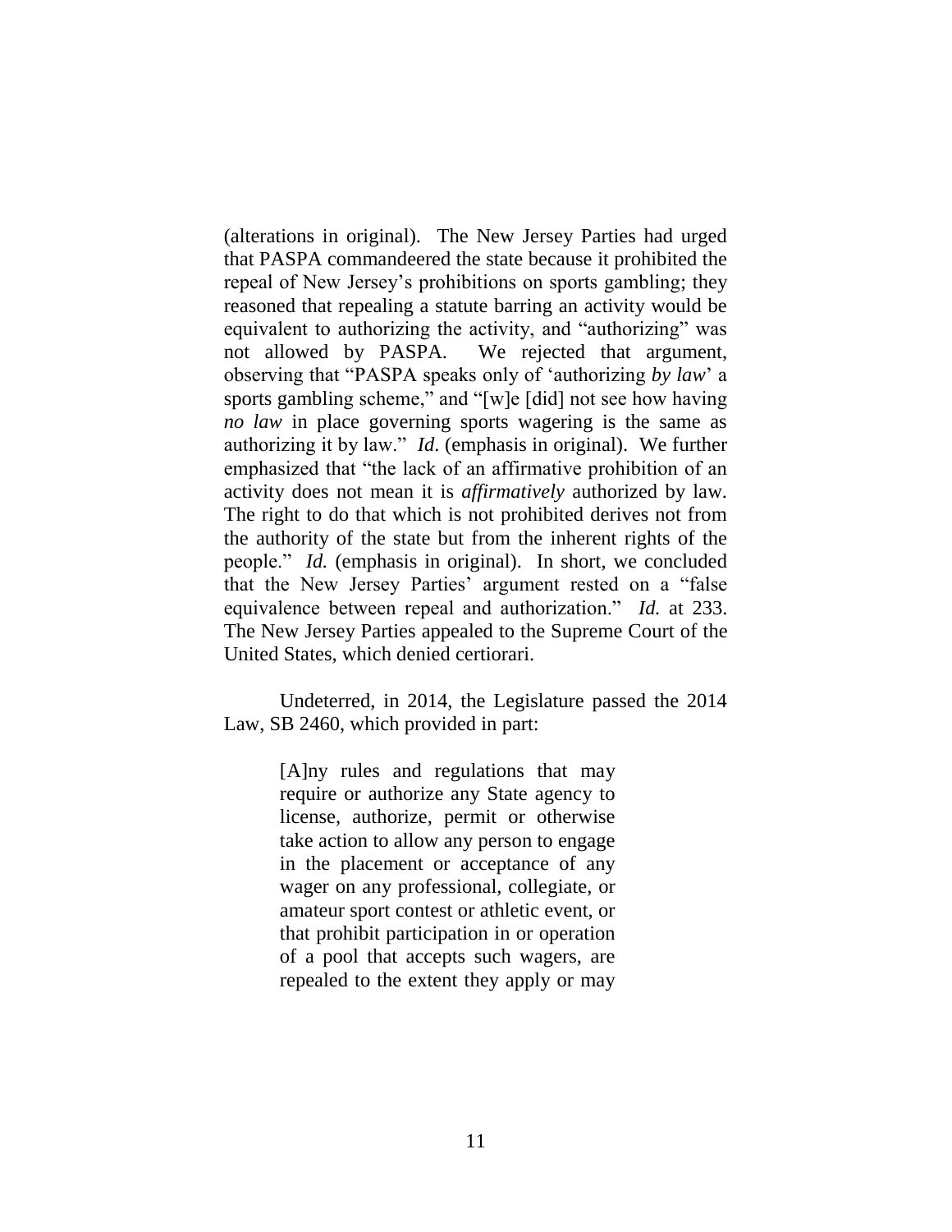(alterations in original). The New Jersey Parties had urged that PASPA commandeered the state because it prohibited the repeal of New Jersey's prohibitions on sports gambling; they reasoned that repealing a statute barring an activity would be equivalent to authorizing the activity, and "authorizing" was not allowed by PASPA. We rejected that argument, observing that "PASPA speaks only of 'authorizing *by law*' a sports gambling scheme," and "[w]e [did] not see how having *no law* in place governing sports wagering is the same as authorizing it by law." *Id*. (emphasis in original). We further emphasized that "the lack of an affirmative prohibition of an activity does not mean it is *affirmatively* authorized by law. The right to do that which is not prohibited derives not from the authority of the state but from the inherent rights of the people." *Id.* (emphasis in original). In short, we concluded that the New Jersey Parties' argument rested on a "false equivalence between repeal and authorization." *Id.* at 233. The New Jersey Parties appealed to the Supreme Court of the United States, which denied certiorari.

Undeterred, in 2014, the Legislature passed the 2014 Law, SB 2460, which provided in part:

> [A]ny rules and regulations that may require or authorize any State agency to license, authorize, permit or otherwise take action to allow any person to engage in the placement or acceptance of any wager on any professional, collegiate, or amateur sport contest or athletic event, or that prohibit participation in or operation of a pool that accepts such wagers, are repealed to the extent they apply or may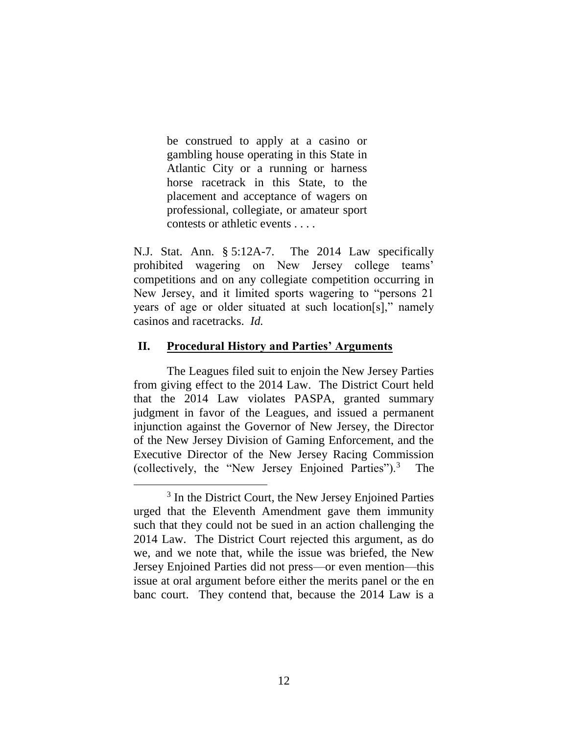> be construed to apply at a casino or gambling house operating in this State in Atlantic City or a running or harness horse racetrack in this State, to the placement and acceptance of wagers on professional, collegiate, or amateur sport contests or athletic events . . . .

N.J. Stat. Ann. § 5:12A-7. The 2014 Law specifically prohibited wagering on New Jersey college teams' competitions and on any collegiate competition occurring in New Jersey, and it limited sports wagering to "persons 21 years of age or older situated at such location[s]," namely casinos and racetracks. *Id.*

## II. Procedural History and Parties' Arguments

The Leagues filed suit to enjoin the New Jersey Parties from giving effect to the 2014 Law. The District Court held that the 2014 Law violates PASPA, granted summary judgment in favor of the Leagues, and issued a permanent injunction against the Governor of New Jersey, the Director of the New Jersey Division of Gaming Enforcement, and the Executive Director of the New Jersey Racing Commission (collectively, the "New Jersey Enjoined Parties").[3] The

---

[3] In the District Court, the New Jersey Enjoined Parties urged that the Eleventh Amendment gave them immunity such that they could not be sued in an action challenging the 2014 Law. The District Court rejected this argument, as do we, and we note that, while the issue was briefed, the New Jersey Enjoined Parties did not press—or even mention—this issue at oral argument before either the merits panel or the en banc court. They contend that, because the 2014 Law is a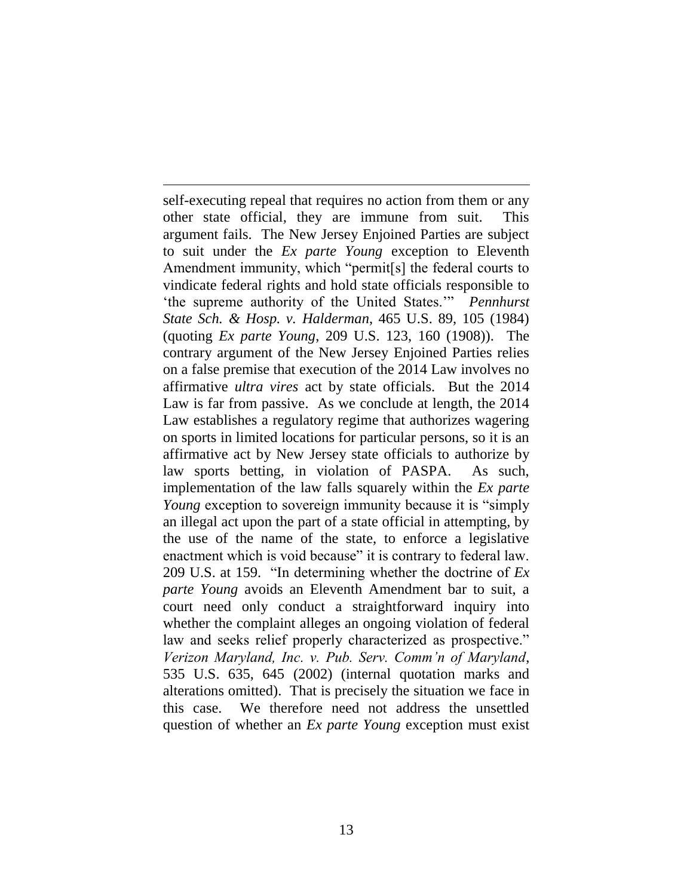self-executing repeal that requires no action from them or any other state official, they are immune from suit. This argument fails. The New Jersey Enjoined Parties are subject to suit under the *Ex parte Young* exception to Eleventh Amendment immunity, which "permit[s] the federal courts to vindicate federal rights and hold state officials responsible to 'the supreme authority of the United States.'" *Pennhurst State Sch. & Hosp. v. Halderman*, 465 U.S. 89, 105 (1984) (quoting *Ex parte Young*, 209 U.S. 123, 160 (1908)). The contrary argument of the New Jersey Enjoined Parties relies on a false premise that execution of the 2014 Law involves no affirmative *ultra vires* act by state officials. But the 2014 Law is far from passive. As we conclude at length, the 2014 Law establishes a regulatory regime that authorizes wagering on sports in limited locations for particular persons, so it is an affirmative act by New Jersey state officials to authorize by law sports betting, in violation of PASPA. As such, implementation of the law falls squarely within the *Ex parte Young* exception to sovereign immunity because it is "simply an illegal act upon the part of a state official in attempting, by the use of the name of the state, to enforce a legislative enactment which is void because" it is contrary to federal law. 209 U.S. at 159. "In determining whether the doctrine of *Ex parte Young* avoids an Eleventh Amendment bar to suit, a court need only conduct a straightforward inquiry into whether the complaint alleges an ongoing violation of federal law and seeks relief properly characterized as prospective." *Verizon Maryland, Inc. v. Pub. Serv. Comm'n of Maryland*, 535 U.S. 635, 645 (2002) (internal quotation marks and alterations omitted). That is precisely the situation we face in this case. We therefore need not address the unsettled question of whether an *Ex parte Young* exception must exist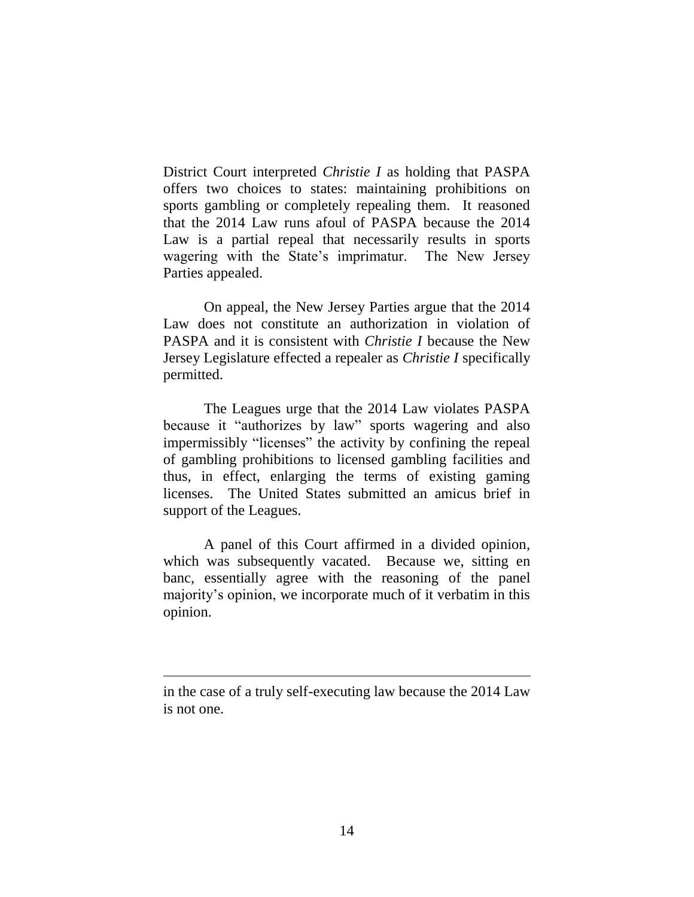District Court interpreted *Christie I* as holding that PASPA offers two choices to states: maintaining prohibitions on sports gambling or completely repealing them. It reasoned that the 2014 Law runs afoul of PASPA because the 2014 Law is a partial repeal that necessarily results in sports wagering with the State's imprimatur. The New Jersey Parties appealed.

On appeal, the New Jersey Parties argue that the 2014 Law does not constitute an authorization in violation of PASPA and it is consistent with *Christie I* because the New Jersey Legislature effected a repealer as *Christie I* specifically permitted.

The Leagues urge that the 2014 Law violates PASPA because it "authorizes by law" sports wagering and also impermissibly "licenses" the activity by confining the repeal of gambling prohibitions to licensed gambling facilities and thus, in effect, enlarging the terms of existing gaming licenses. The United States submitted an amicus brief in support of the Leagues.

A panel of this Court affirmed in a divided opinion, which was subsequently vacated. Because we, sitting en banc, essentially agree with the reasoning of the panel majority's opinion, we incorporate much of it verbatim in this opinion.

---

in the case of a truly self-executing law because the 2014 Law is not one.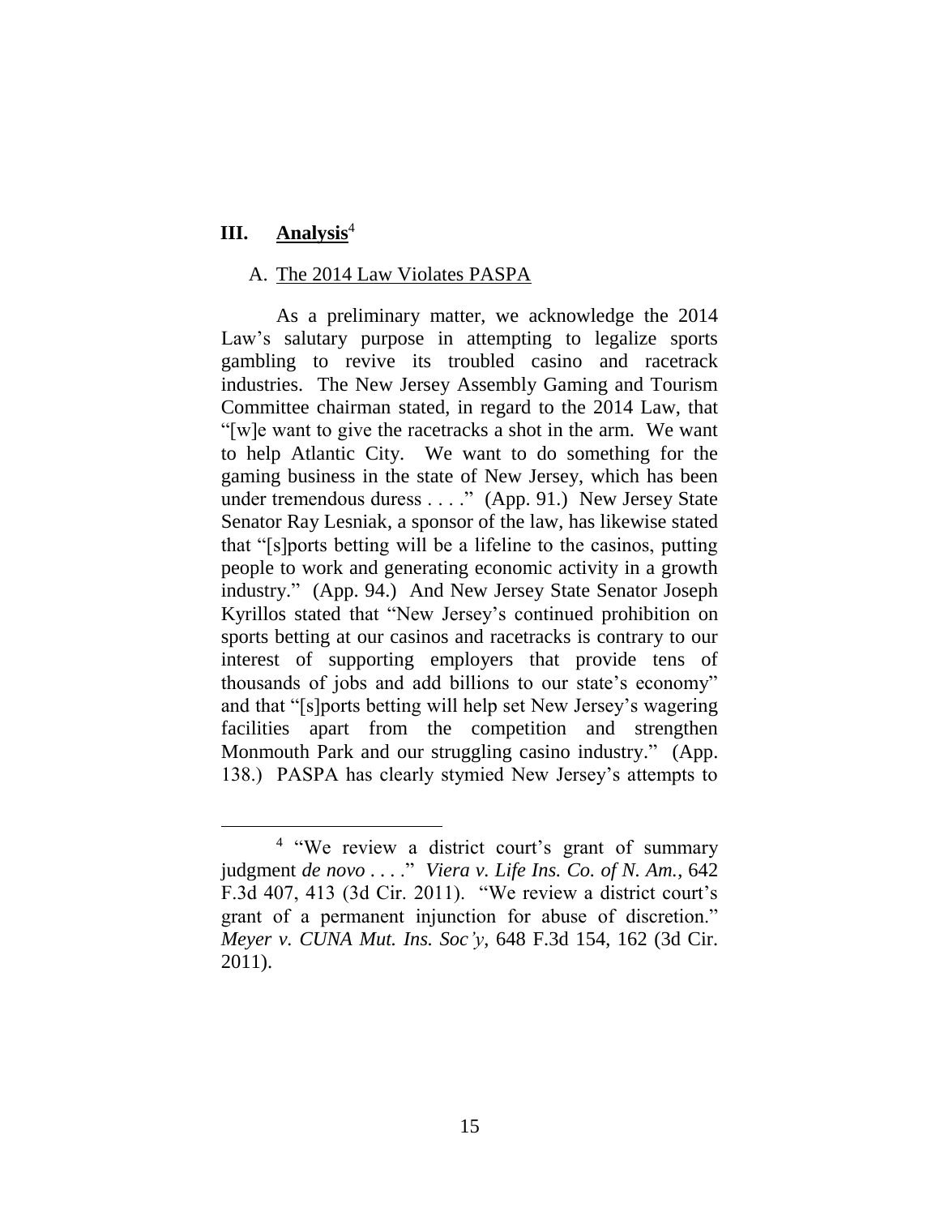## III. **Analysis**[4]

### A. The 2014 Law Violates PASPA

As a preliminary matter, we acknowledge the 2014 Law's salutary purpose in attempting to legalize sports gambling to revive its troubled casino and racetrack industries. The New Jersey Assembly Gaming and Tourism Committee chairman stated, in regard to the 2014 Law, that "[w]e want to give the racetracks a shot in the arm. We want to help Atlantic City. We want to do something for the gaming business in the state of New Jersey, which has been under tremendous duress . . . ." (App. 91.) New Jersey State Senator Ray Lesniak, a sponsor of the law, has likewise stated that "[s]ports betting will be a lifeline to the casinos, putting people to work and generating economic activity in a growth industry." (App. 94.) And New Jersey State Senator Joseph Kyrillos stated that "New Jersey's continued prohibition on sports betting at our casinos and racetracks is contrary to our interest of supporting employers that provide tens of thousands of jobs and add billions to our state's economy" and that "[s]ports betting will help set New Jersey's wagering facilities apart from the competition and strengthen Monmouth Park and our struggling casino industry." (App. 138.) PASPA has clearly stymied New Jersey's attempts to

---

[4] "We review a district court's grant of summary judgment *de novo* . . . ." *Viera v. Life Ins. Co. of N. Am.*, 642 F.3d 407, 413 (3d Cir. 2011). "We review a district court's grant of a permanent injunction for abuse of discretion." *Meyer v. CUNA Mut. Ins. Soc'y*, 648 F.3d 154, 162 (3d Cir. 2011).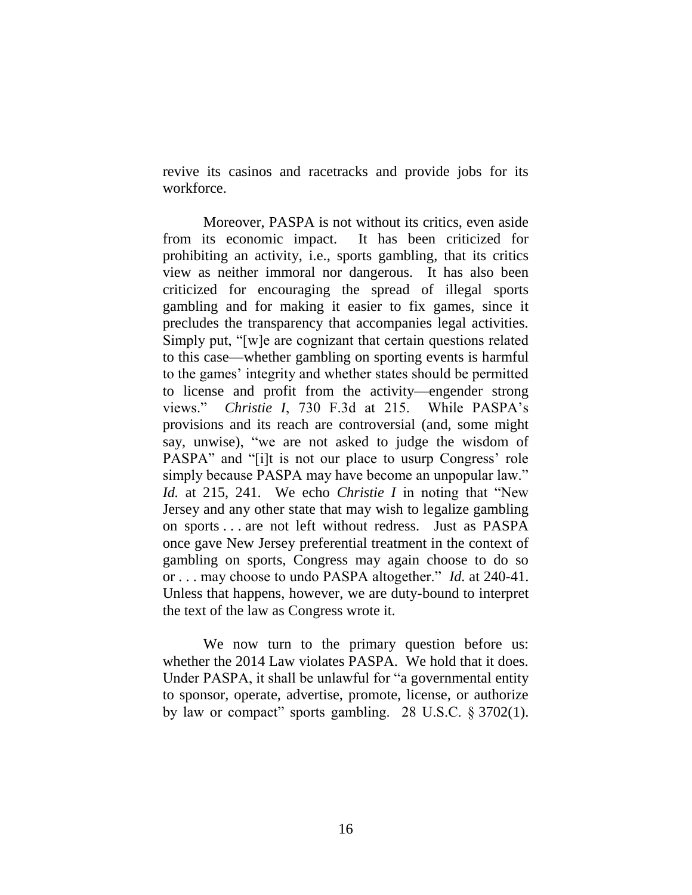revive its casinos and racetracks and provide jobs for its workforce.

Moreover, PASPA is not without its critics, even aside from its economic impact. It has been criticized for prohibiting an activity, i.e., sports gambling, that its critics view as neither immoral nor dangerous. It has also been criticized for encouraging the spread of illegal sports gambling and for making it easier to fix games, since it precludes the transparency that accompanies legal activities. Simply put, "[w]e are cognizant that certain questions related to this case—whether gambling on sporting events is harmful to the games' integrity and whether states should be permitted to license and profit from the activity—engender strong views." *Christie I*, 730 F.3d at 215. While PASPA's provisions and its reach are controversial (and, some might say, unwise), "we are not asked to judge the wisdom of PASPA" and "[i]t is not our place to usurp Congress' role simply because PASPA may have become an unpopular law." *Id.* at 215, 241. We echo *Christie I* in noting that "New Jersey and any other state that may wish to legalize gambling on sports . . . are not left without redress. Just as PASPA once gave New Jersey preferential treatment in the context of gambling on sports, Congress may again choose to do so or . . . may choose to undo PASPA altogether." *Id.* at 240-41. Unless that happens, however, we are duty-bound to interpret the text of the law as Congress wrote it.

We now turn to the primary question before us: whether the 2014 Law violates PASPA. We hold that it does. Under PASPA, it shall be unlawful for "a governmental entity to sponsor, operate, advertise, promote, license, or authorize by law or compact" sports gambling. 28 U.S.C. § 3702(1).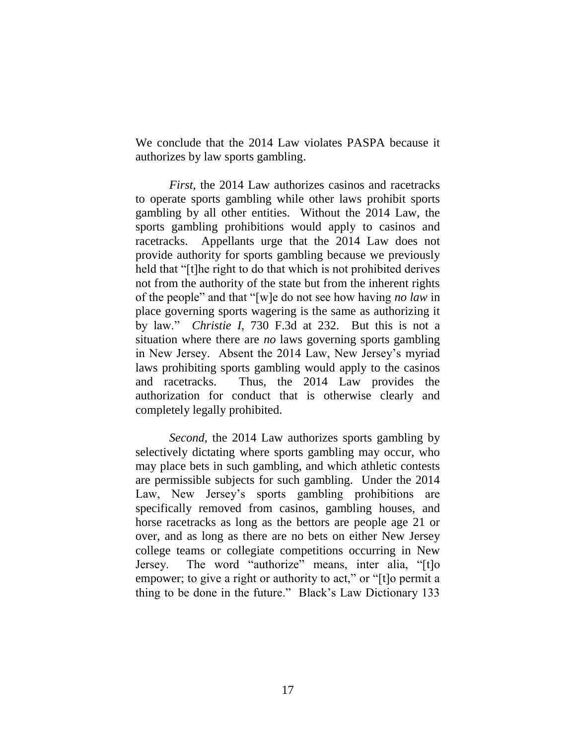We conclude that the 2014 Law violates PASPA because it authorizes by law sports gambling.

*First*, the 2014 Law authorizes casinos and racetracks to operate sports gambling while other laws prohibit sports gambling by all other entities. Without the 2014 Law, the sports gambling prohibitions would apply to casinos and racetracks. Appellants urge that the 2014 Law does not provide authority for sports gambling because we previously held that "[t]he right to do that which is not prohibited derives not from the authority of the state but from the inherent rights of the people" and that "[w]e do not see how having *no law* in place governing sports wagering is the same as authorizing it by law." *Christie I*, 730 F.3d at 232. But this is not a situation where there are *no* laws governing sports gambling in New Jersey. Absent the 2014 Law, New Jersey's myriad laws prohibiting sports gambling would apply to the casinos and racetracks. Thus, the 2014 Law provides the authorization for conduct that is otherwise clearly and completely legally prohibited.

*Second*, the 2014 Law authorizes sports gambling by selectively dictating where sports gambling may occur, who may place bets in such gambling, and which athletic contests are permissible subjects for such gambling. Under the 2014 Law, New Jersey's sports gambling prohibitions are specifically removed from casinos, gambling houses, and horse racetracks as long as the bettors are people age 21 or over, and as long as there are no bets on either New Jersey college teams or collegiate competitions occurring in New Jersey. The word "authorize" means, inter alia, "[t]o empower; to give a right or authority to act," or "[t]o permit a thing to be done in the future." Black's Law Dictionary 133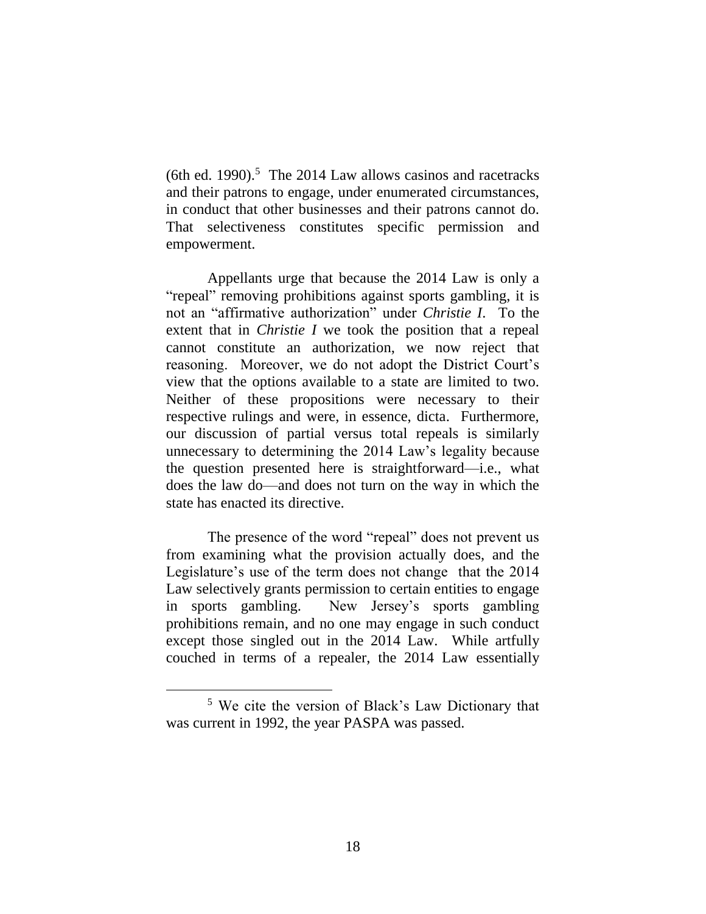(6th ed. 1990).[5] The 2014 Law allows casinos and racetracks and their patrons to engage, under enumerated circumstances, in conduct that other businesses and their patrons cannot do. That selectiveness constitutes specific permission and empowerment.

Appellants urge that because the 2014 Law is only a "repeal" removing prohibitions against sports gambling, it is not an "affirmative authorization" under *Christie I*. To the extent that in *Christie I* we took the position that a repeal cannot constitute an authorization, we now reject that reasoning. Moreover, we do not adopt the District Court's view that the options available to a state are limited to two. Neither of these propositions were necessary to their respective rulings and were, in essence, dicta. Furthermore, our discussion of partial versus total repeals is similarly unnecessary to determining the 2014 Law's legality because the question presented here is straightforward—i.e., what does the law do—and does not turn on the way in which the state has enacted its directive.

The presence of the word "repeal" does not prevent us from examining what the provision actually does, and the Legislature's use of the term does not change that the 2014 Law selectively grants permission to certain entities to engage in sports gambling. New Jersey's sports gambling prohibitions remain, and no one may engage in such conduct except those singled out in the 2014 Law. While artfully couched in terms of a repealer, the 2014 Law essentially

[5] We cite the version of Black's Law Dictionary that was current in 1992, the year PASPA was passed.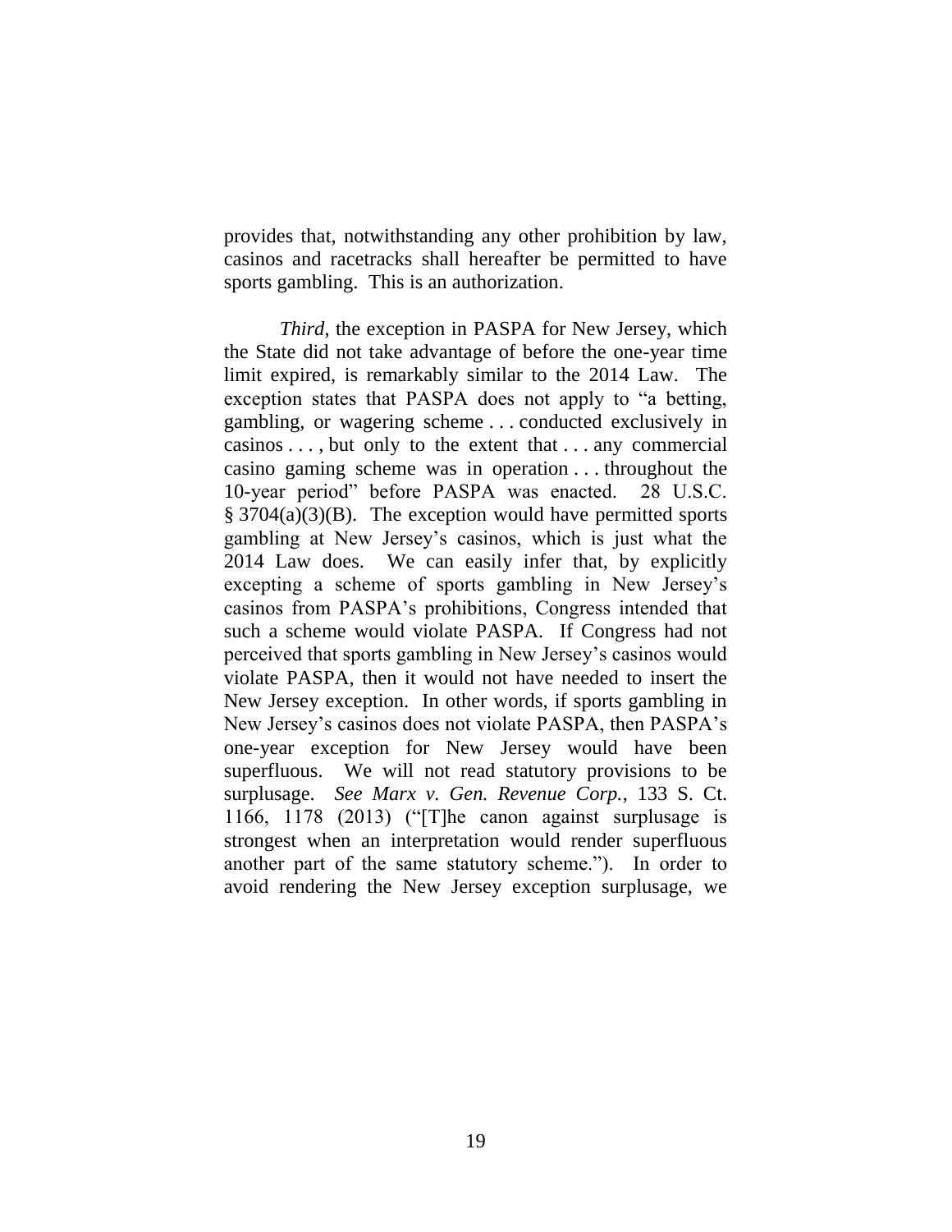provides that, notwithstanding any other prohibition by law, casinos and racetracks shall hereafter be permitted to have sports gambling. This is an authorization.

*Third*, the exception in PASPA for New Jersey, which the State did not take advantage of before the one-year time limit expired, is remarkably similar to the 2014 Law. The exception states that PASPA does not apply to "a betting, gambling, or wagering scheme . . . conducted exclusively in casinos . . . , but only to the extent that . . . any commercial casino gaming scheme was in operation . . . throughout the 10-year period" before PASPA was enacted. 28 U.S.C. § 3704(a)(3)(B). The exception would have permitted sports gambling at New Jersey's casinos, which is just what the 2014 Law does. We can easily infer that, by explicitly excepting a scheme of sports gambling in New Jersey's casinos from PASPA's prohibitions, Congress intended that such a scheme would violate PASPA. If Congress had not perceived that sports gambling in New Jersey's casinos would violate PASPA, then it would not have needed to insert the New Jersey exception. In other words, if sports gambling in New Jersey's casinos does not violate PASPA, then PASPA's one-year exception for New Jersey would have been superfluous. We will not read statutory provisions to be surplusage. *See Marx v. Gen. Revenue Corp.*, 133 S. Ct. 1166, 1178 (2013) ("[T]he canon against surplusage is strongest when an interpretation would render superfluous another part of the same statutory scheme."). In order to avoid rendering the New Jersey exception surplusage, we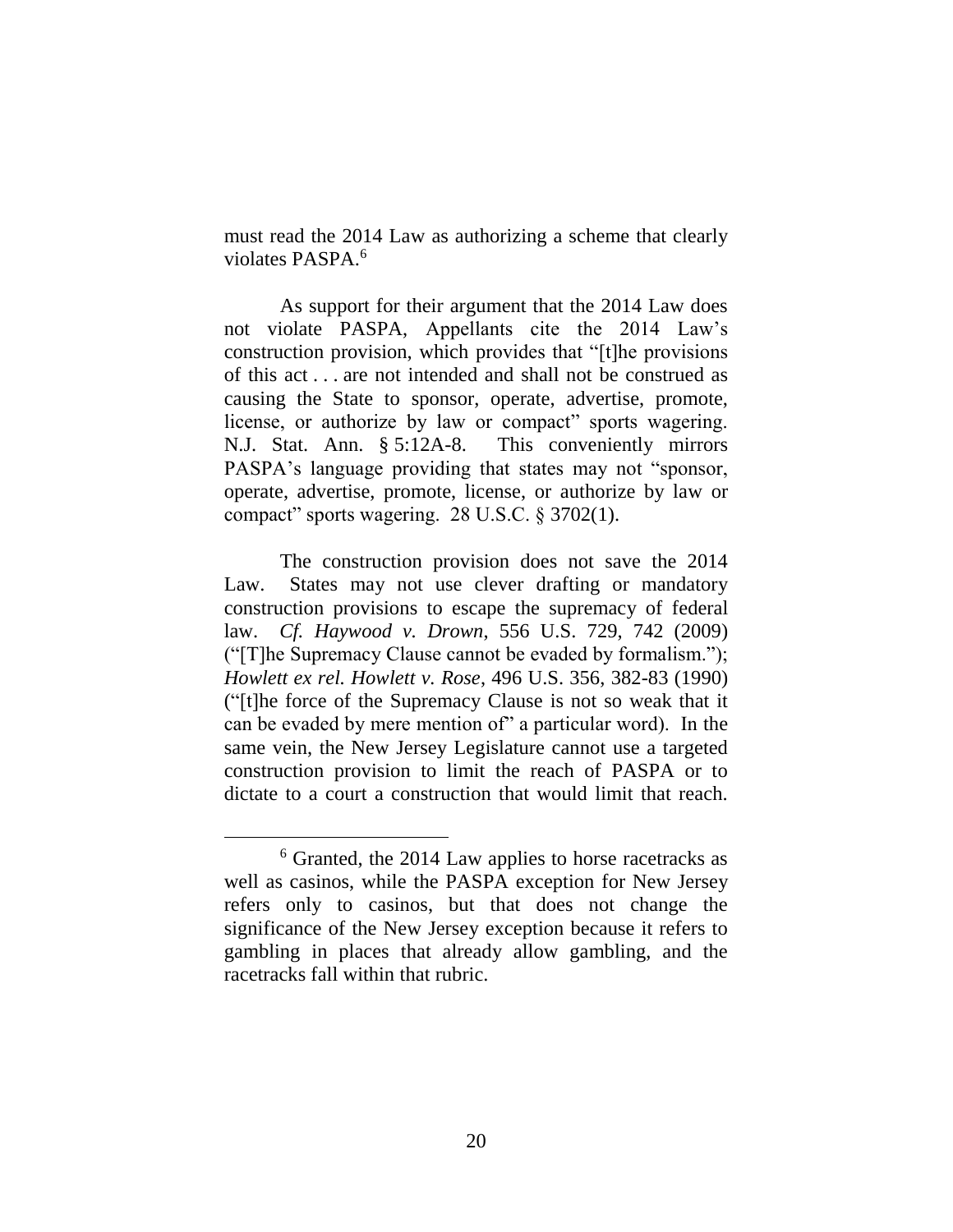must read the 2014 Law as authorizing a scheme that clearly violates PASPA.[6]

As support for their argument that the 2014 Law does not violate PASPA, Appellants cite the 2014 Law's construction provision, which provides that "[t]he provisions of this act . . . are not intended and shall not be construed as causing the State to sponsor, operate, advertise, promote, license, or authorize by law or compact" sports wagering. N.J. Stat. Ann. § 5:12A-8. This conveniently mirrors PASPA's language providing that states may not "sponsor, operate, advertise, promote, license, or authorize by law or compact" sports wagering. 28 U.S.C. § 3702(1).

The construction provision does not save the 2014 Law. States may not use clever drafting or mandatory construction provisions to escape the supremacy of federal law. *Cf. Haywood v. Drown*, 556 U.S. 729, 742 (2009) ("[T]he Supremacy Clause cannot be evaded by formalism."); *Howlett ex rel. Howlett v. Rose*, 496 U.S. 356, 382-83 (1990) ("[t]he force of the Supremacy Clause is not so weak that it can be evaded by mere mention of" a particular word). In the same vein, the New Jersey Legislature cannot use a targeted construction provision to limit the reach of PASPA or to dictate to a court a construction that would limit that reach.

---

[6] Granted, the 2014 Law applies to horse racetracks as well as casinos, while the PASPA exception for New Jersey refers only to casinos, but that does not change the significance of the New Jersey exception because it refers to gambling in places that already allow gambling, and the racetracks fall within that rubric.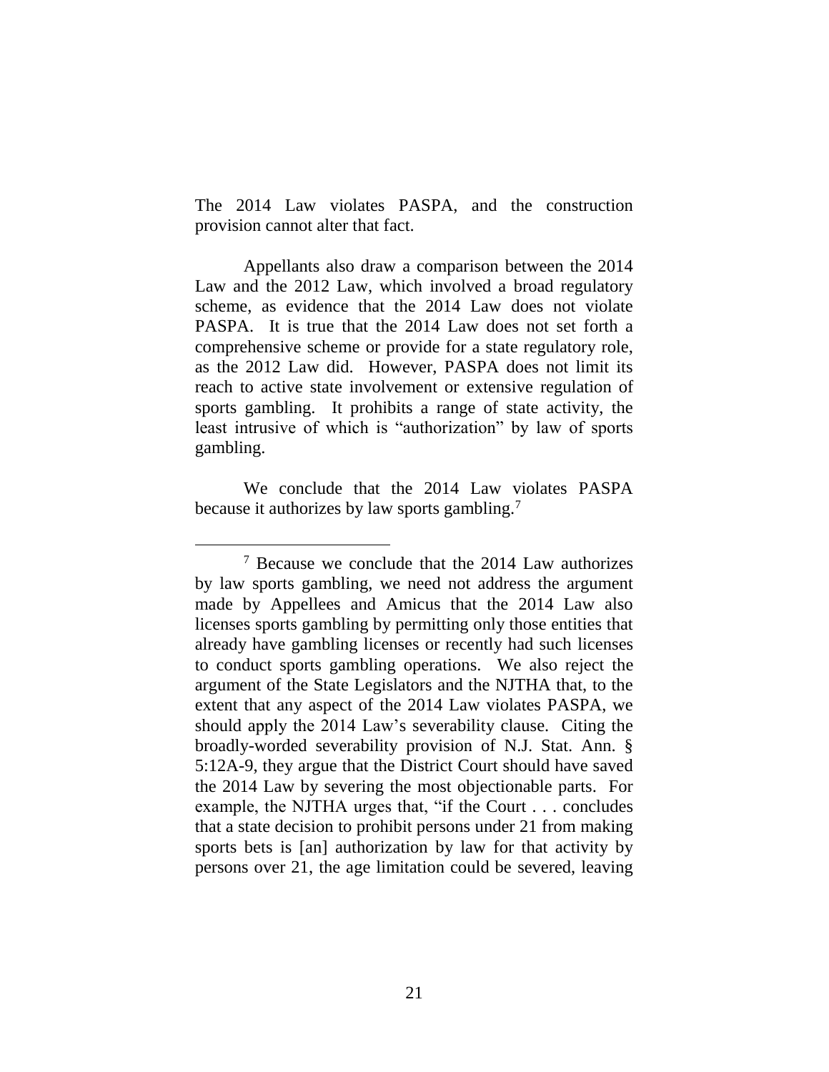The 2014 Law violates PASPA, and the construction provision cannot alter that fact.

Appellants also draw a comparison between the 2014 Law and the 2012 Law, which involved a broad regulatory scheme, as evidence that the 2014 Law does not violate PASPA. It is true that the 2014 Law does not set forth a comprehensive scheme or provide for a state regulatory role, as the 2012 Law did. However, PASPA does not limit its reach to active state involvement or extensive regulation of sports gambling. It prohibits a range of state activity, the least intrusive of which is "authorization" by law of sports gambling.

We conclude that the 2014 Law violates PASPA because it authorizes by law sports gambling.[7]

---

[7] Because we conclude that the 2014 Law authorizes by law sports gambling, we need not address the argument made by Appellees and Amicus that the 2014 Law also licenses sports gambling by permitting only those entities that already have gambling licenses or recently had such licenses to conduct sports gambling operations. We also reject the argument of the State Legislators and the NJTHA that, to the extent that any aspect of the 2014 Law violates PASPA, we should apply the 2014 Law's severability clause. Citing the broadly-worded severability provision of N.J. Stat. Ann. § 5:12A-9, they argue that the District Court should have saved the 2014 Law by severing the most objectionable parts. For example, the NJTHA urges that, "if the Court . . . concludes that a state decision to prohibit persons under 21 from making sports bets is [an] authorization by law for that activity by persons over 21, the age limitation could be severed, leaving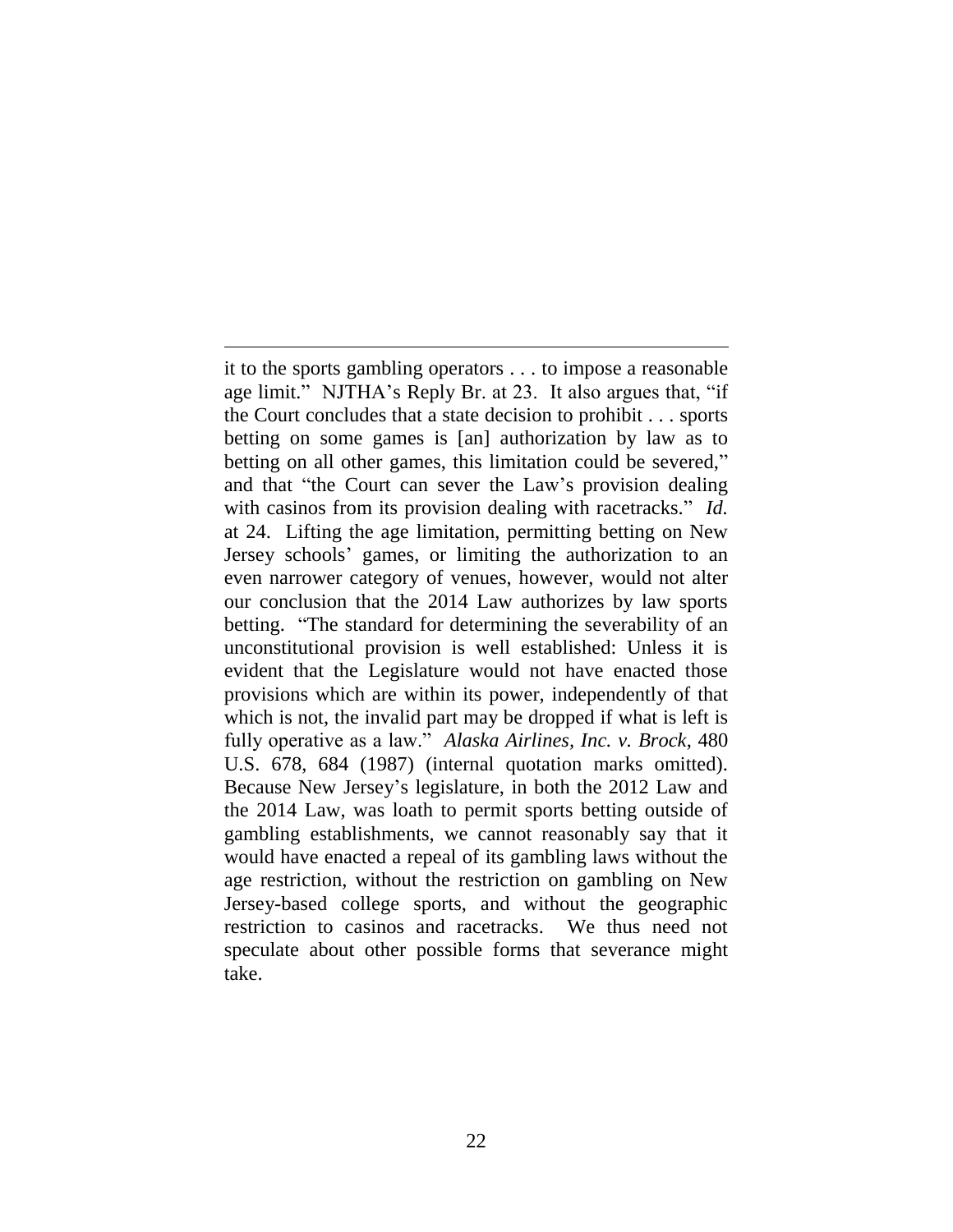it to the sports gambling operators . . . to impose a reasonable age limit." NJTHA's Reply Br. at 23. It also argues that, "if the Court concludes that a state decision to prohibit . . . sports betting on some games is [an] authorization by law as to betting on all other games, this limitation could be severed," and that "the Court can sever the Law's provision dealing with casinos from its provision dealing with racetracks." *Id.* at 24. Lifting the age limitation, permitting betting on New Jersey schools' games, or limiting the authorization to an even narrower category of venues, however, would not alter our conclusion that the 2014 Law authorizes by law sports betting. "The standard for determining the severability of an unconstitutional provision is well established: Unless it is evident that the Legislature would not have enacted those provisions which are within its power, independently of that which is not, the invalid part may be dropped if what is left is fully operative as a law." *Alaska Airlines, Inc. v. Brock*, 480 U.S. 678, 684 (1987) (internal quotation marks omitted). Because New Jersey's legislature, in both the 2012 Law and the 2014 Law, was loath to permit sports betting outside of gambling establishments, we cannot reasonably say that it would have enacted a repeal of its gambling laws without the age restriction, without the restriction on gambling on New Jersey-based college sports, and without the geographic restriction to casinos and racetracks. We thus need not speculate about other possible forms that severance might take.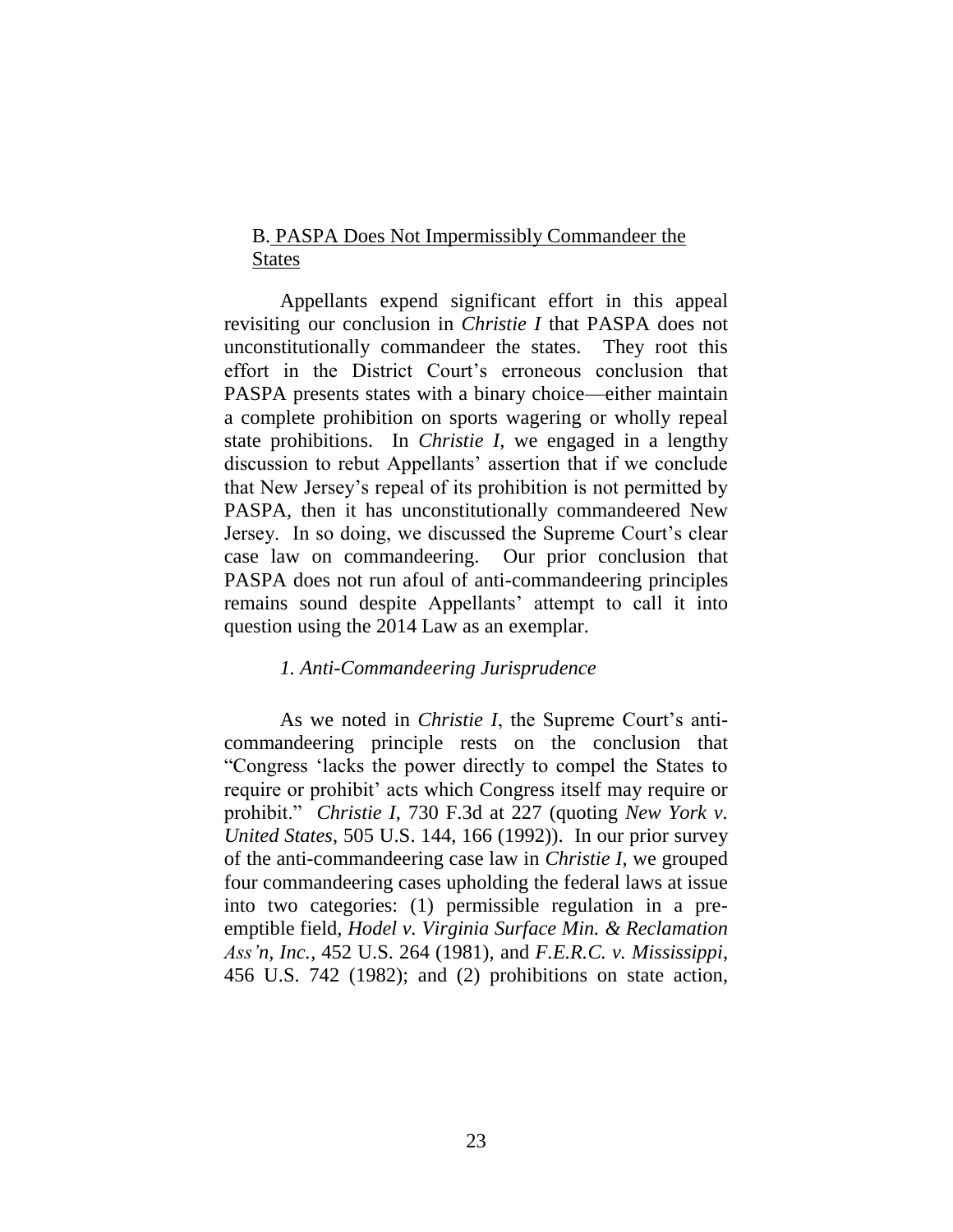### B. PASPA Does Not Impermissibly Commandeer the States

Appellants expend significant effort in this appeal revisiting our conclusion in *Christie I* that PASPA does not unconstitutionally commandeer the states. They root this effort in the District Court's erroneous conclusion that PASPA presents states with a binary choice—either maintain a complete prohibition on sports wagering or wholly repeal state prohibitions. In *Christie I*, we engaged in a lengthy discussion to rebut Appellants' assertion that if we conclude that New Jersey's repeal of its prohibition is not permitted by PASPA, then it has unconstitutionally commandeered New Jersey. In so doing, we discussed the Supreme Court's clear case law on commandeering. Our prior conclusion that PASPA does not run afoul of anti-commandeering principles remains sound despite Appellants' attempt to call it into question using the 2014 Law as an exemplar.

#### *1. Anti-Commandeering Jurisprudence*

As we noted in *Christie I*, the Supreme Court's anti-commandeering principle rests on the conclusion that "Congress 'lacks the power directly to compel the States to require or prohibit' acts which Congress itself may require or prohibit." *Christie I*, 730 F.3d at 227 (quoting *New York v. United States*, 505 U.S. 144, 166 (1992)). In our prior survey of the anti-commandeering case law in *Christie I*, we grouped four commandeering cases upholding the federal laws at issue into two categories: (1) permissible regulation in a pre-emptible field, *Hodel v. Virginia Surface Min. & Reclamation Ass'n, Inc.*, 452 U.S. 264 (1981), and *F.E.R.C. v. Mississippi*, 456 U.S. 742 (1982); and (2) prohibitions on state action,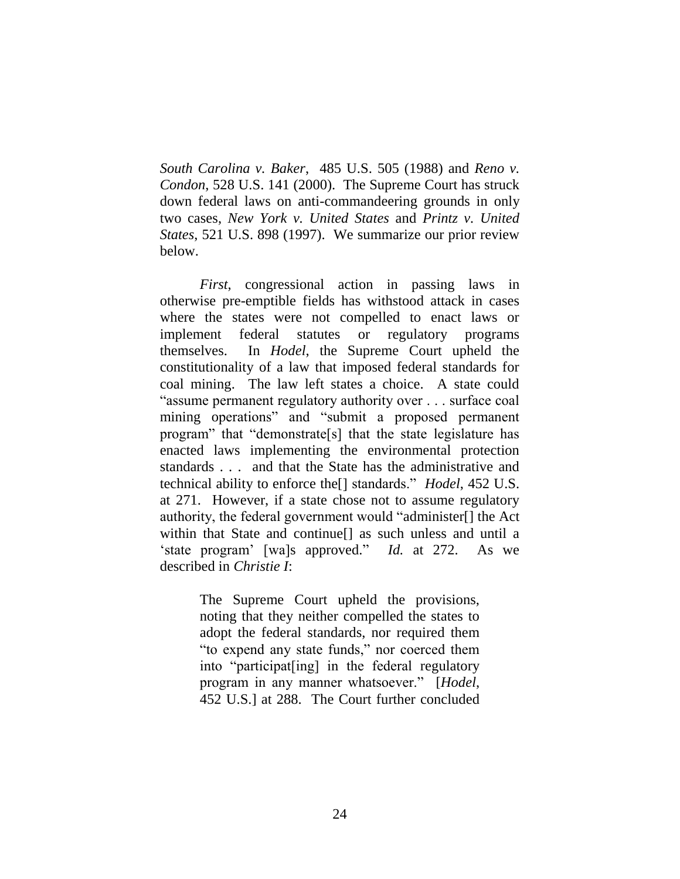*South Carolina v. Baker*, 485 U.S. 505 (1988) and *Reno v. Condon*, 528 U.S. 141 (2000). The Supreme Court has struck down federal laws on anti-commandeering grounds in only two cases, *New York v. United States* and *Printz v. United States*, 521 U.S. 898 (1997). We summarize our prior review below.

*First*, congressional action in passing laws in otherwise pre-emptible fields has withstood attack in cases where the states were not compelled to enact laws or implement federal statutes or regulatory programs themselves. In *Hodel*, the Supreme Court upheld the constitutionality of a law that imposed federal standards for coal mining. The law left states a choice. A state could "assume permanent regulatory authority over . . . surface coal mining operations" and "submit a proposed permanent program" that "demonstrate[s] that the state legislature has enacted laws implementing the environmental protection standards . . . and that the State has the administrative and technical ability to enforce the[] standards." *Hodel*, 452 U.S. at 271. However, if a state chose not to assume regulatory authority, the federal government would "administer[] the Act within that State and continue[] as such unless and until a 'state program' [wa]s approved." *Id.* at 272. As we described in *Christie I*:

> The Supreme Court upheld the provisions, noting that they neither compelled the states to adopt the federal standards, nor required them "to expend any state funds," nor coerced them into "participat[ing] in the federal regulatory program in any manner whatsoever." [*Hodel*, 452 U.S.] at 288. The Court further concluded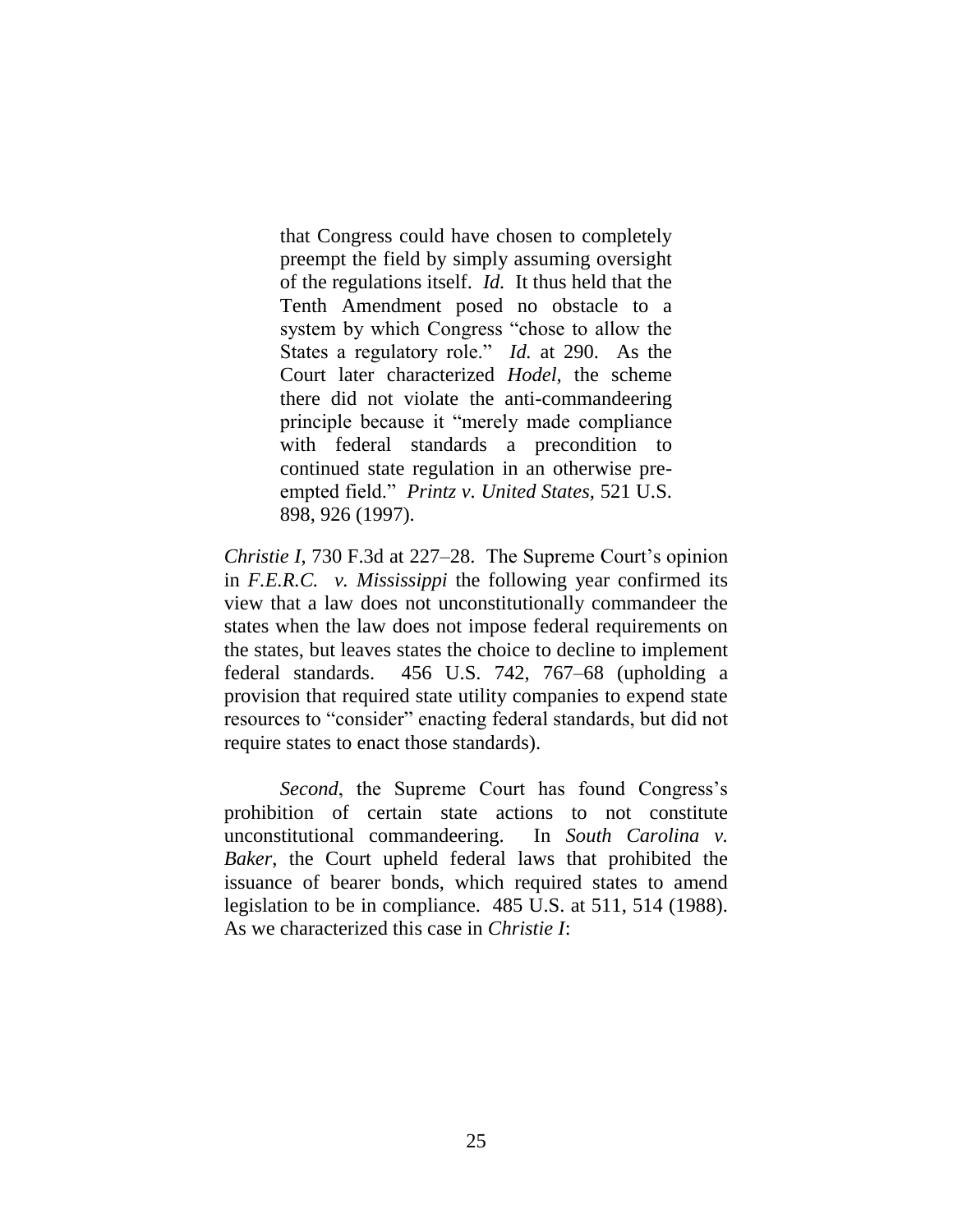> that Congress could have chosen to completely preempt the field by simply assuming oversight of the regulations itself. *Id.* It thus held that the Tenth Amendment posed no obstacle to a system by which Congress "chose to allow the States a regulatory role." *Id.* at 290. As the Court later characterized *Hodel,* the scheme there did not violate the anti-commandeering principle because it "merely made compliance with federal standards a precondition to continued state regulation in an otherwise pre-empted field." *Printz v. United States,* 521 U.S. 898, 926 (1997).

*Christie I*, 730 F.3d at 227–28. The Supreme Court's opinion in *F.E.R.C. v. Mississippi* the following year confirmed its view that a law does not unconstitutionally commandeer the states when the law does not impose federal requirements on the states, but leaves states the choice to decline to implement federal standards. 456 U.S. 742, 767–68 (upholding a provision that required state utility companies to expend state resources to "consider" enacting federal standards, but did not require states to enact those standards).

*Second*, the Supreme Court has found Congress's prohibition of certain state actions to not constitute unconstitutional commandeering. In *South Carolina v. Baker*, the Court upheld federal laws that prohibited the issuance of bearer bonds, which required states to amend legislation to be in compliance. 485 U.S. at 511, 514 (1988). As we characterized this case in *Christie I*: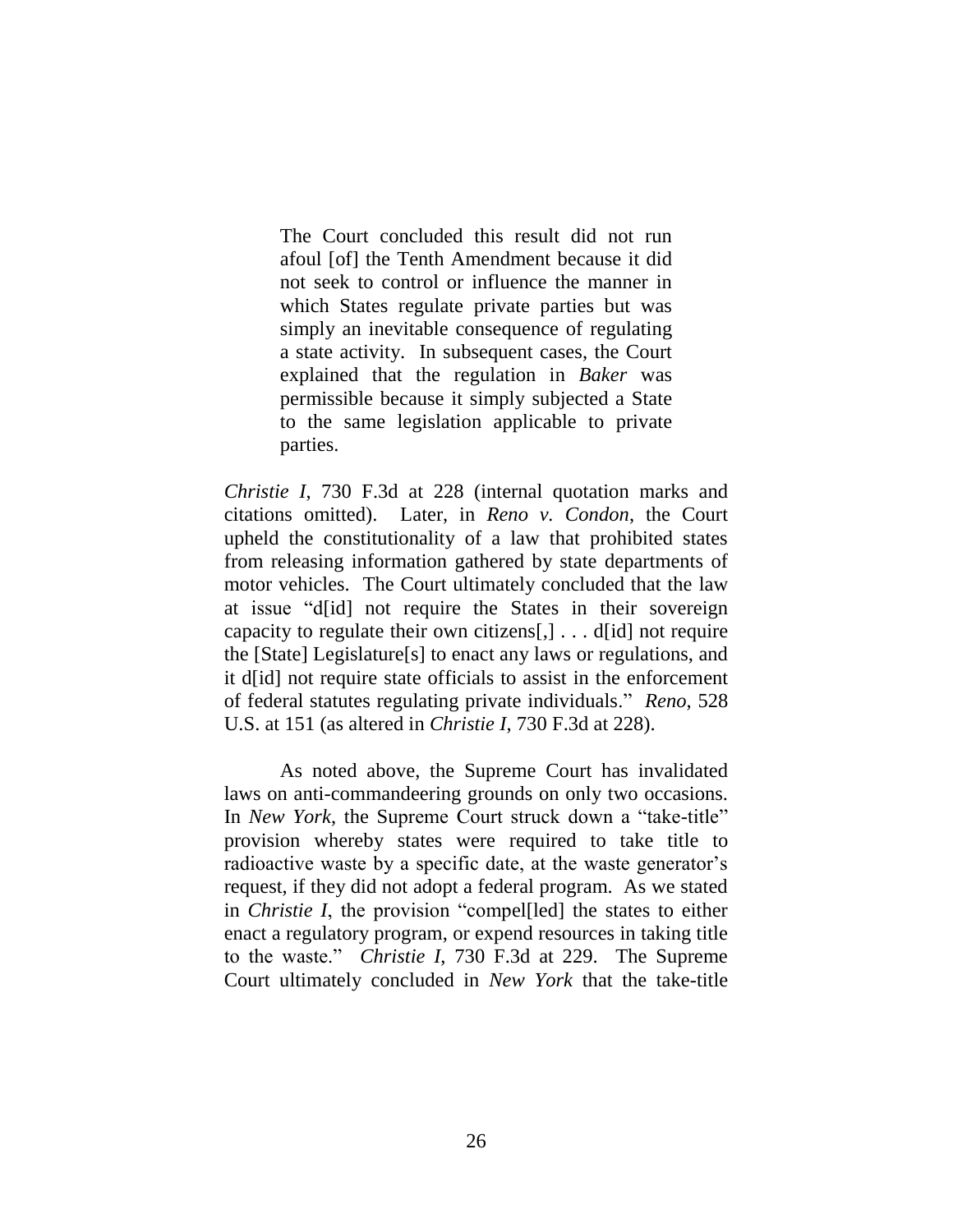> The Court concluded this result did not run afoul [of] the Tenth Amendment because it did not seek to control or influence the manner in which States regulate private parties but was simply an inevitable consequence of regulating a state activity. In subsequent cases, the Court explained that the regulation in *Baker* was permissible because it simply subjected a State to the same legislation applicable to private parties.

*Christie I*, 730 F.3d at 228 (internal quotation marks and citations omitted). Later, in *Reno v. Condon*, the Court upheld the constitutionality of a law that prohibited states from releasing information gathered by state departments of motor vehicles. The Court ultimately concluded that the law at issue "d[id] not require the States in their sovereign capacity to regulate their own citizens[,] . . . d[id] not require the [State] Legislature[s] to enact any laws or regulations, and it d[id] not require state officials to assist in the enforcement of federal statutes regulating private individuals." *Reno*, 528 U.S. at 151 (as altered in *Christie I*, 730 F.3d at 228).

As noted above, the Supreme Court has invalidated laws on anti-commandeering grounds on only two occasions. In *New York*, the Supreme Court struck down a "take-title" provision whereby states were required to take title to radioactive waste by a specific date, at the waste generator's request, if they did not adopt a federal program. As we stated in *Christie I*, the provision "compel[led] the states to either enact a regulatory program, or expend resources in taking title to the waste." *Christie I*, 730 F.3d at 229. The Supreme Court ultimately concluded in *New York* that the take-title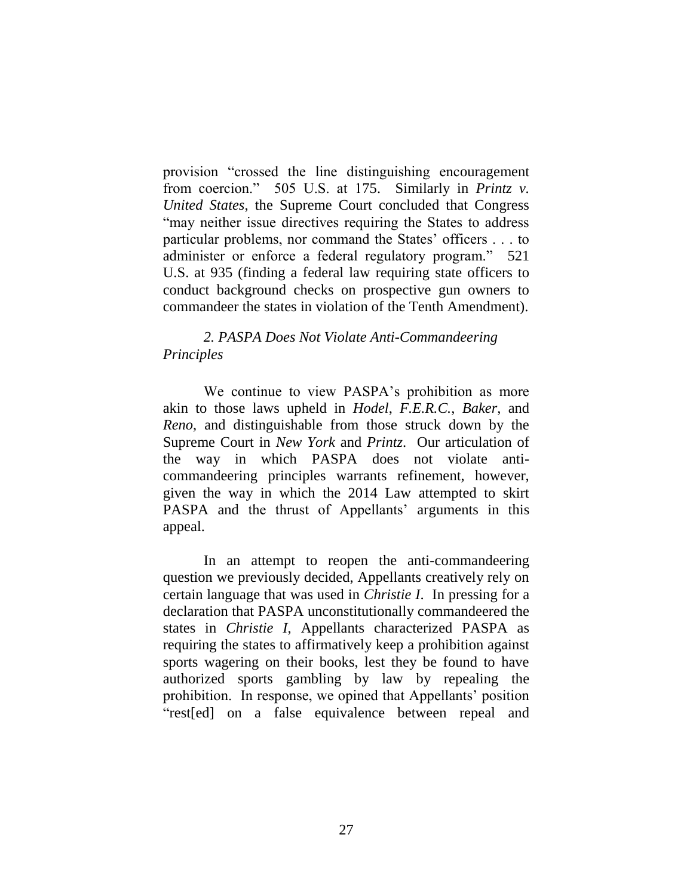provision "crossed the line distinguishing encouragement from coercion." 505 U.S. at 175. Similarly in *Printz v. United States*, the Supreme Court concluded that Congress "may neither issue directives requiring the States to address particular problems, nor command the States' officers . . . to administer or enforce a federal regulatory program." 521 U.S. at 935 (finding a federal law requiring state officers to conduct background checks on prospective gun owners to commandeer the states in violation of the Tenth Amendment).

*2. PASPA Does Not Violate Anti-Commandeering Principles*

We continue to view PASPA's prohibition as more akin to those laws upheld in *Hodel*, *F.E.R.C.*, *Baker*, and *Reno*, and distinguishable from those struck down by the Supreme Court in *New York* and *Printz*. Our articulation of the way in which PASPA does not violate anti-commandeering principles warrants refinement, however, given the way in which the 2014 Law attempted to skirt PASPA and the thrust of Appellants' arguments in this appeal.

In an attempt to reopen the anti-commandeering question we previously decided, Appellants creatively rely on certain language that was used in *Christie I*. In pressing for a declaration that PASPA unconstitutionally commandeered the states in *Christie I*, Appellants characterized PASPA as requiring the states to affirmatively keep a prohibition against sports wagering on their books, lest they be found to have authorized sports gambling by law by repealing the prohibition. In response, we opined that Appellants' position "rest[ed] on a false equivalence between repeal and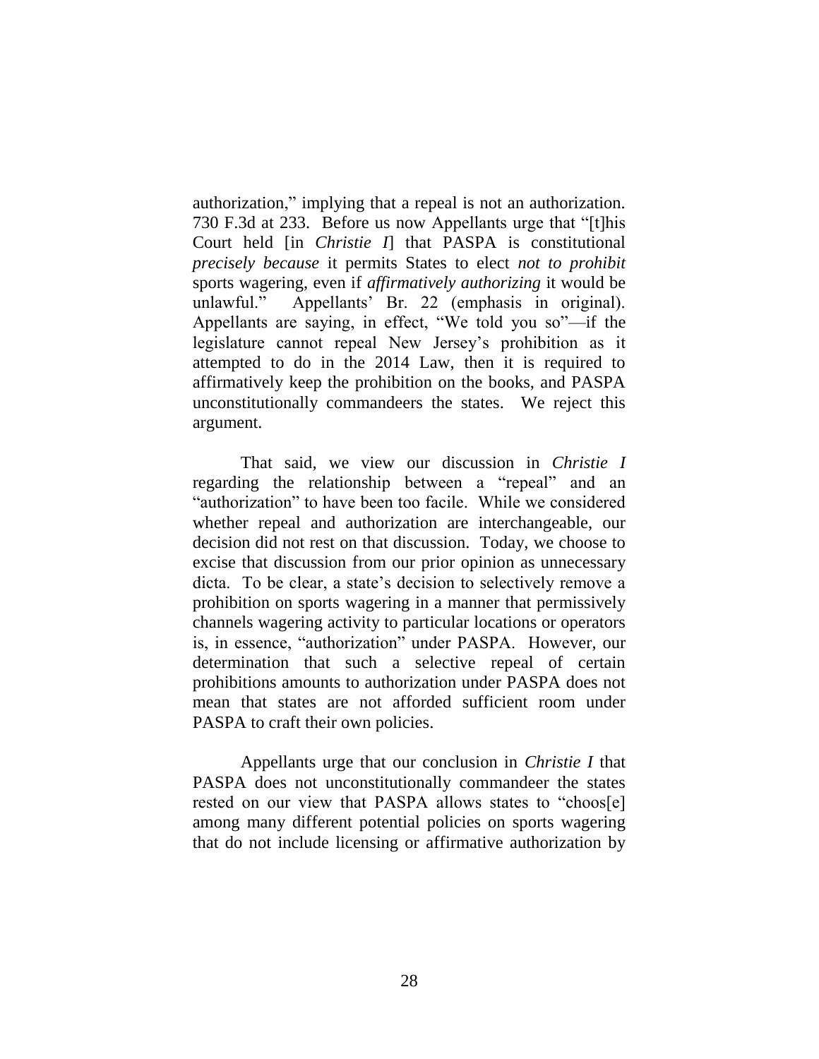authorization," implying that a repeal is not an authorization. 730 F.3d at 233. Before us now Appellants urge that "[t]his Court held [in *Christie I*] that PASPA is constitutional *precisely because* it permits States to elect *not to prohibit* sports wagering, even if *affirmatively authorizing* it would be unlawful." Appellants' Br. 22 (emphasis in original). Appellants are saying, in effect, "We told you so"—if the legislature cannot repeal New Jersey's prohibition as it attempted to do in the 2014 Law, then it is required to affirmatively keep the prohibition on the books, and PASPA unconstitutionally commandeers the states. We reject this argument.

That said, we view our discussion in *Christie I* regarding the relationship between a "repeal" and an "authorization" to have been too facile. While we considered whether repeal and authorization are interchangeable, our decision did not rest on that discussion. Today, we choose to excise that discussion from our prior opinion as unnecessary dicta. To be clear, a state's decision to selectively remove a prohibition on sports wagering in a manner that permissively channels wagering activity to particular locations or operators is, in essence, "authorization" under PASPA. However, our determination that such a selective repeal of certain prohibitions amounts to authorization under PASPA does not mean that states are not afforded sufficient room under PASPA to craft their own policies.

Appellants urge that our conclusion in *Christie I* that PASPA does not unconstitutionally commandeer the states rested on our view that PASPA allows states to "choos[e] among many different potential policies on sports wagering that do not include licensing or affirmative authorization by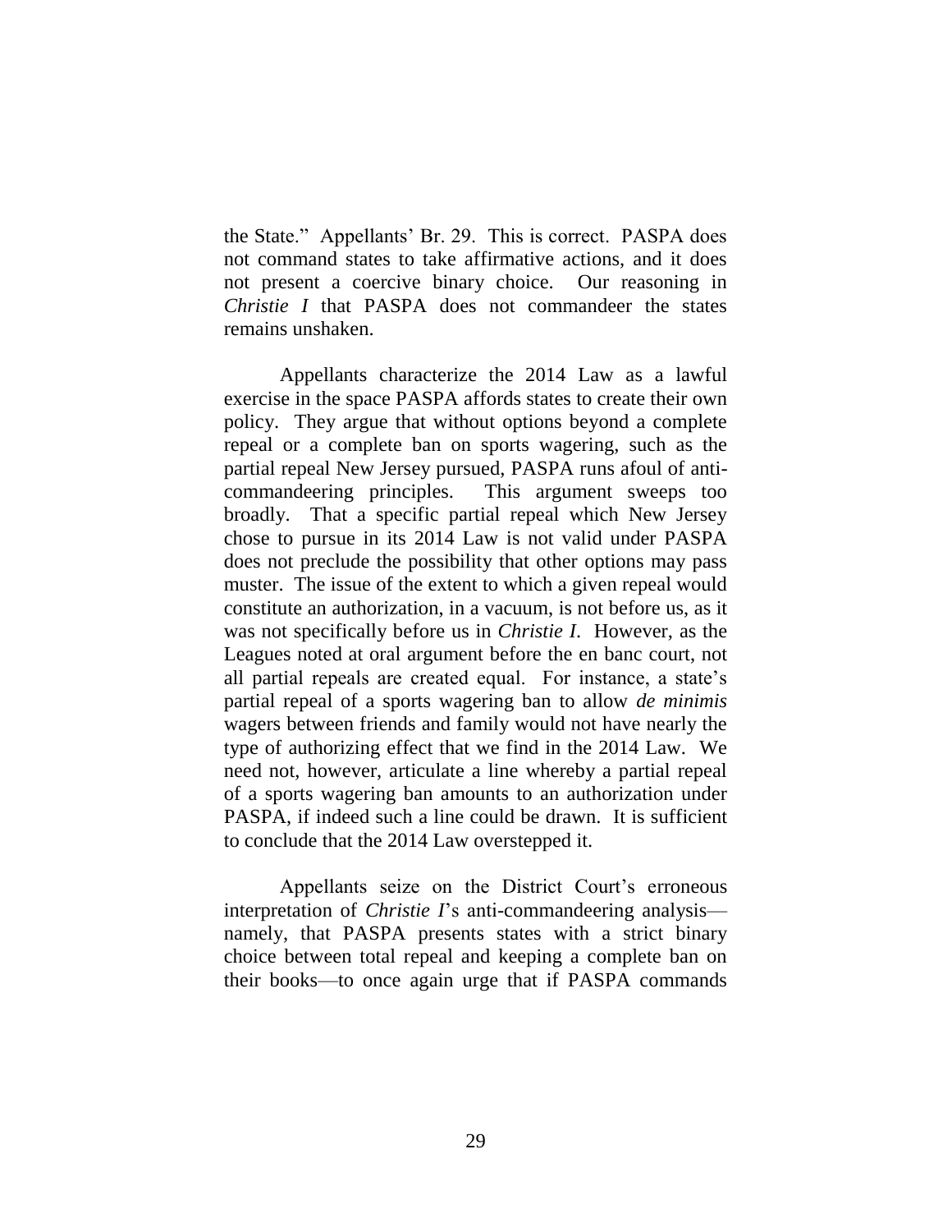the State." Appellants' Br. 29. This is correct. PASPA does not command states to take affirmative actions, and it does not present a coercive binary choice. Our reasoning in *Christie I* that PASPA does not commandeer the states remains unshaken.

Appellants characterize the 2014 Law as a lawful exercise in the space PASPA affords states to create their own policy. They argue that without options beyond a complete repeal or a complete ban on sports wagering, such as the partial repeal New Jersey pursued, PASPA runs afoul of anti-commandeering principles. This argument sweeps too broadly. That a specific partial repeal which New Jersey chose to pursue in its 2014 Law is not valid under PASPA does not preclude the possibility that other options may pass muster. The issue of the extent to which a given repeal would constitute an authorization, in a vacuum, is not before us, as it was not specifically before us in *Christie I*. However, as the Leagues noted at oral argument before the en banc court, not all partial repeals are created equal. For instance, a state's partial repeal of a sports wagering ban to allow *de minimis* wagers between friends and family would not have nearly the type of authorizing effect that we find in the 2014 Law. We need not, however, articulate a line whereby a partial repeal of a sports wagering ban amounts to an authorization under PASPA, if indeed such a line could be drawn. It is sufficient to conclude that the 2014 Law overstepped it.

Appellants seize on the District Court's erroneous interpretation of *Christie I*'s anti-commandeering analysis—namely, that PASPA presents states with a strict binary choice between total repeal and keeping a complete ban on their books—to once again urge that if PASPA commands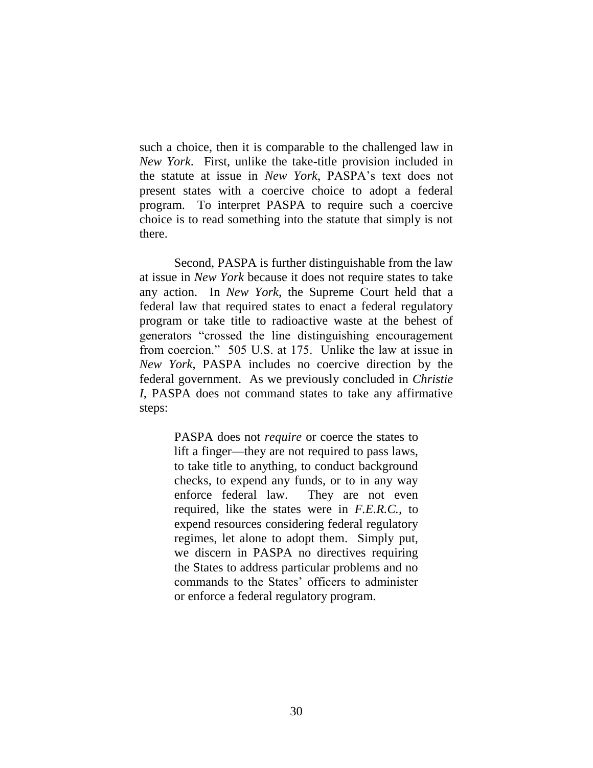such a choice, then it is comparable to the challenged law in *New York*. First, unlike the take-title provision included in the statute at issue in *New York*, PASPA's text does not present states with a coercive choice to adopt a federal program. To interpret PASPA to require such a coercive choice is to read something into the statute that simply is not there.

Second, PASPA is further distinguishable from the law at issue in *New York* because it does not require states to take any action. In *New York*, the Supreme Court held that a federal law that required states to enact a federal regulatory program or take title to radioactive waste at the behest of generators "crossed the line distinguishing encouragement from coercion." 505 U.S. at 175. Unlike the law at issue in *New York*, PASPA includes no coercive direction by the federal government. As we previously concluded in *Christie I*, PASPA does not command states to take any affirmative steps:

> PASPA does not *require* or coerce the states to lift a finger—they are not required to pass laws, to take title to anything, to conduct background checks, to expend any funds, or to in any way enforce federal law. They are not even required, like the states were in *F.E.R.C.*, to expend resources considering federal regulatory regimes, let alone to adopt them. Simply put, we discern in PASPA no directives requiring the States to address particular problems and no commands to the States' officers to administer or enforce a federal regulatory program.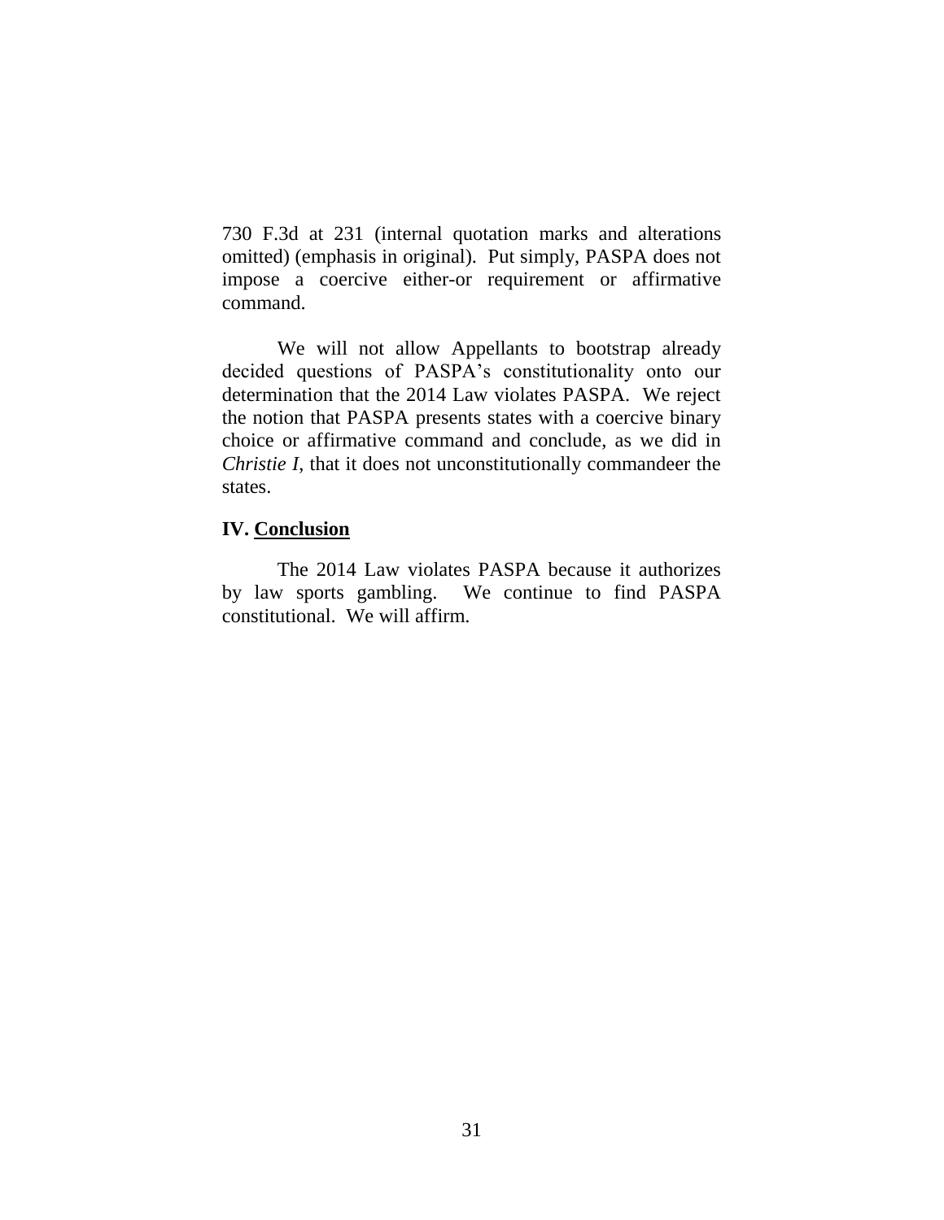730 F.3d at 231 (internal quotation marks and alterations omitted) (emphasis in original). Put simply, PASPA does not impose a coercive either-or requirement or affirmative command.

We will not allow Appellants to bootstrap already decided questions of PASPA's constitutionality onto our determination that the 2014 Law violates PASPA. We reject the notion that PASPA presents states with a coercive binary choice or affirmative command and conclude, as we did in *Christie I*, that it does not unconstitutionally commandeer the states.

## IV. Conclusion

The 2014 Law violates PASPA because it authorizes by law sports gambling. We continue to find PASPA constitutional. We will affirm.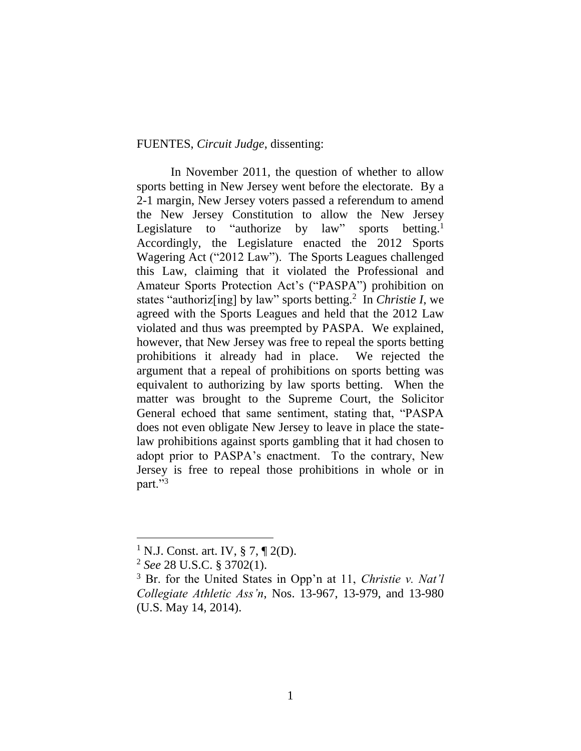FUENTES, *Circuit Judge*, dissenting:

In November 2011, the question of whether to allow sports betting in New Jersey went before the electorate. By a 2-1 margin, New Jersey voters passed a referendum to amend the New Jersey Constitution to allow the New Jersey Legislature to "authorize by law" sports betting.[1] Accordingly, the Legislature enacted the 2012 Sports Wagering Act ("2012 Law"). The Sports Leagues challenged this Law, claiming that it violated the Professional and Amateur Sports Protection Act's ("PASPA") prohibition on states "authoriz[ing] by law" sports betting.[2] In *Christie I*, we agreed with the Sports Leagues and held that the 2012 Law violated and thus was preempted by PASPA. We explained, however, that New Jersey was free to repeal the sports betting prohibitions it already had in place. We rejected the argument that a repeal of prohibitions on sports betting was equivalent to authorizing by law sports betting. When the matter was brought to the Supreme Court, the Solicitor General echoed that same sentiment, stating that, "PASPA does not even obligate New Jersey to leave in place the state-law prohibitions against sports gambling that it had chosen to adopt prior to PASPA's enactment. To the contrary, New Jersey is free to repeal those prohibitions in whole or in part."[3]

---

[1] N.J. Const. art. IV, § 7, ¶ 2(D).

[2] *See* 28 U.S.C. § 3702(1).

[3] Br. for the United States in Opp'n at 11, *Christie v. Nat'l Collegiate Athletic Ass'n*, Nos. 13-967, 13-979, and 13-980 (U.S. May 14, 2014).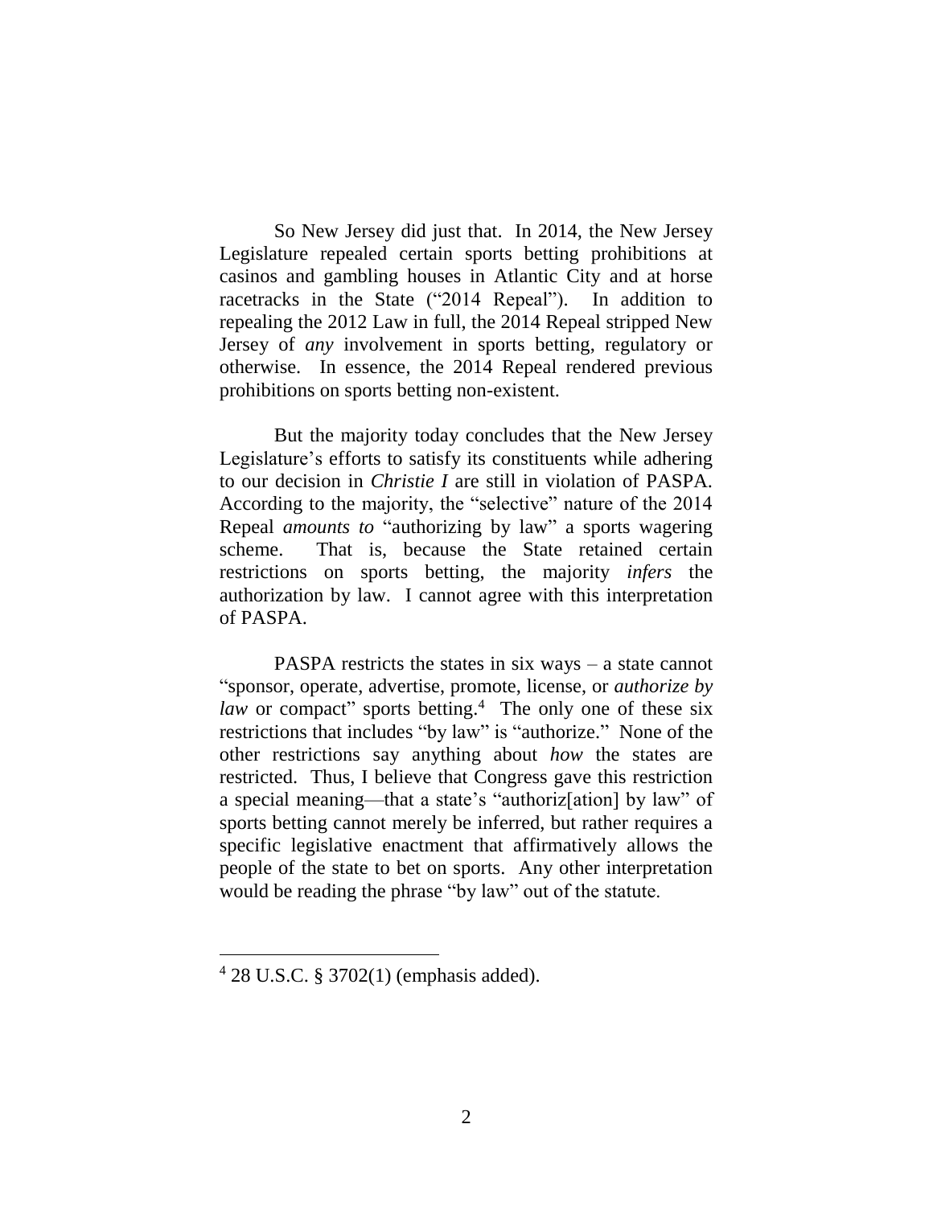So New Jersey did just that. In 2014, the New Jersey Legislature repealed certain sports betting prohibitions at casinos and gambling houses in Atlantic City and at horse racetracks in the State ("2014 Repeal"). In addition to repealing the 2012 Law in full, the 2014 Repeal stripped New Jersey of *any* involvement in sports betting, regulatory or otherwise. In essence, the 2014 Repeal rendered previous prohibitions on sports betting non-existent.

But the majority today concludes that the New Jersey Legislature's efforts to satisfy its constituents while adhering to our decision in *Christie I* are still in violation of PASPA. According to the majority, the "selective" nature of the 2014 Repeal *amounts to* "authorizing by law" a sports wagering scheme. That is, because the State retained certain restrictions on sports betting, the majority *infers* the authorization by law. I cannot agree with this interpretation of PASPA.

PASPA restricts the states in six ways – a state cannot "sponsor, operate, advertise, promote, license, or *authorize by law* or compact" sports betting.[4] The only one of these six restrictions that includes "by law" is "authorize." None of the other restrictions say anything about *how* the states are restricted. Thus, I believe that Congress gave this restriction a special meaning—that a state's "authoriz[ation] by law" of sports betting cannot merely be inferred, but rather requires a specific legislative enactment that affirmatively allows the people of the state to bet on sports. Any other interpretation would be reading the phrase "by law" out of the statute.

---

[4] 28 U.S.C. § 3702(1) (emphasis added).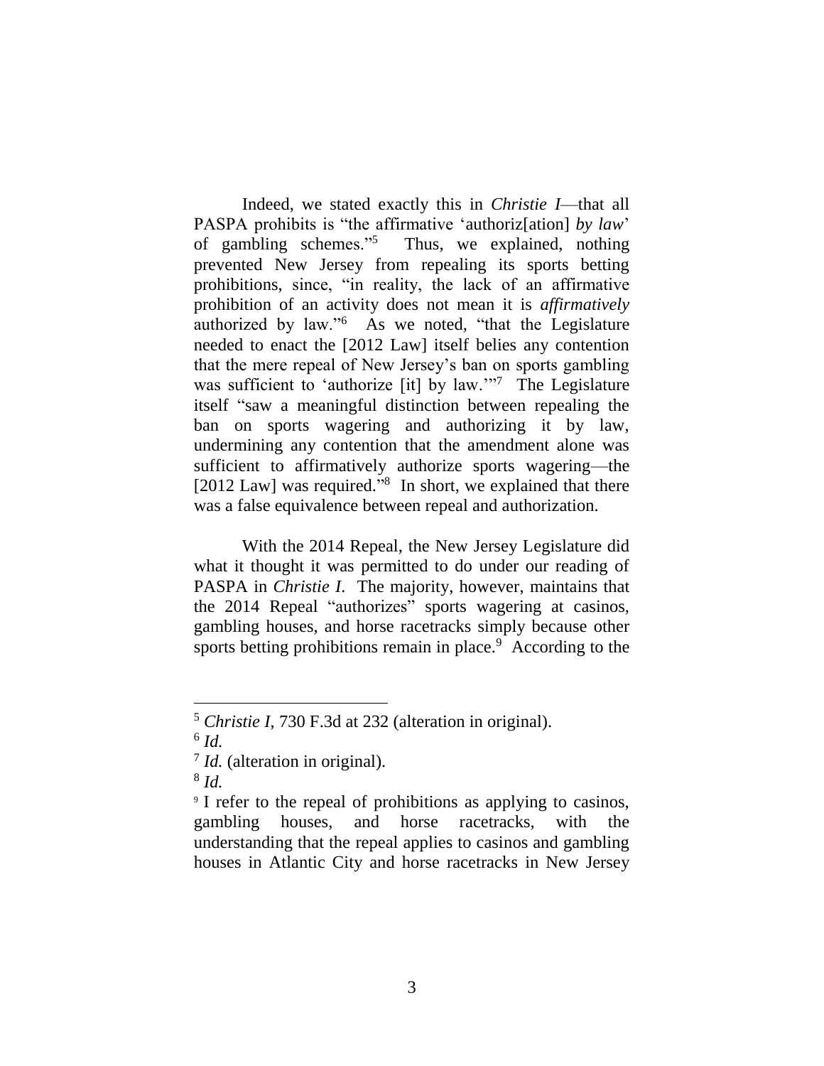Indeed, we stated exactly this in *Christie I*—that all PASPA prohibits is "the affirmative 'authoriz[ation] *by law*' of gambling schemes."[5] Thus, we explained, nothing prevented New Jersey from repealing its sports betting prohibitions, since, "in reality, the lack of an affirmative prohibition of an activity does not mean it is *affirmatively* authorized by law."[6] As we noted, "that the Legislature needed to enact the [2012 Law] itself belies any contention that the mere repeal of New Jersey's ban on sports gambling was sufficient to 'authorize [it] by law.'"[7] The Legislature itself "saw a meaningful distinction between repealing the ban on sports wagering and authorizing it by law, undermining any contention that the amendment alone was sufficient to affirmatively authorize sports wagering—the [2012 Law] was required."[8] In short, we explained that there was a false equivalence between repeal and authorization.

With the 2014 Repeal, the New Jersey Legislature did what it thought it was permitted to do under our reading of PASPA in *Christie I*. The majority, however, maintains that the 2014 Repeal "authorizes" sports wagering at casinos, gambling houses, and horse racetracks simply because other sports betting prohibitions remain in place.[9] According to the

---

[5] *Christie I*, 730 F.3d at 232 (alteration in original).

[6] *Id.*

[7] *Id.* (alteration in original).

[8] *Id.*

[9] I refer to the repeal of prohibitions as applying to casinos, gambling houses, and horse racetracks, with the understanding that the repeal applies to casinos and gambling houses in Atlantic City and horse racetracks in New Jersey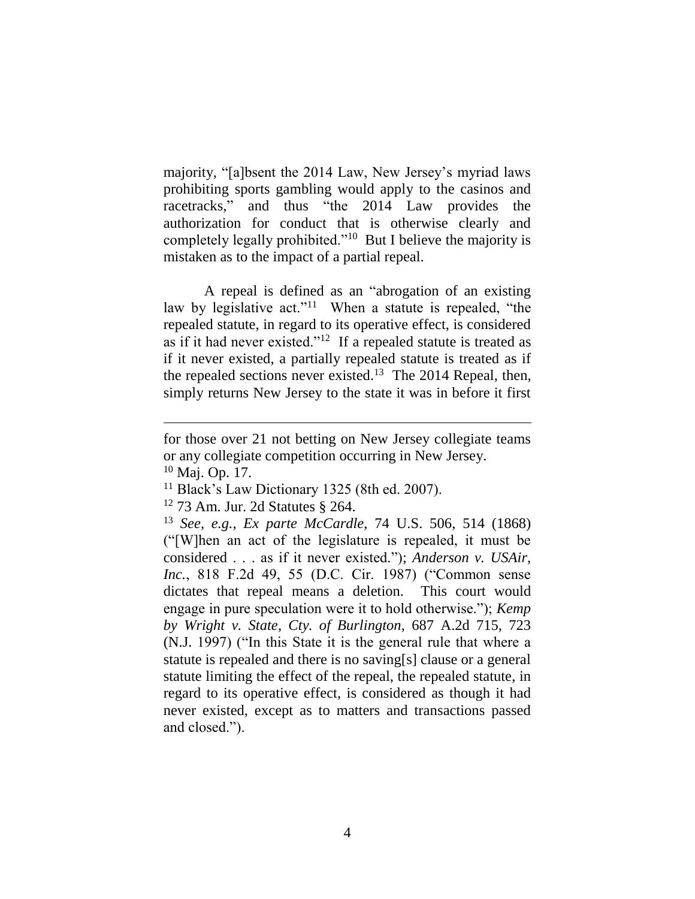majority, "[a]bsent the 2014 Law, New Jersey's myriad laws prohibiting sports gambling would apply to the casinos and racetracks," and thus "the 2014 Law provides the authorization for conduct that is otherwise clearly and completely legally prohibited."[10] But I believe the majority is mistaken as to the impact of a partial repeal.

A repeal is defined as an "abrogation of an existing law by legislative act."[11] When a statute is repealed, "the repealed statute, in regard to its operative effect, is considered as if it had never existed."[12] If a repealed statute is treated as if it never existed, a partially repealed statute is treated as if the repealed sections never existed.[13] The 2014 Repeal, then, simply returns New Jersey to the state it was in before it first

---

for those over 21 not betting on New Jersey collegiate teams or any collegiate competition occurring in New Jersey.

[10] Maj. Op. 17.

[11] Black's Law Dictionary 1325 (8th ed. 2007).

[12] 73 Am. Jur. 2d Statutes § 264.

[13] *See, e.g.*, *Ex parte McCardle*, 74 U.S. 506, 514 (1868) ("[W]hen an act of the legislature is repealed, it must be considered . . . as if it never existed."); *Anderson v. USAir, Inc.*, 818 F.2d 49, 55 (D.C. Cir. 1987) ("Common sense dictates that repeal means a deletion. This court would engage in pure speculation were it to hold otherwise."); *Kemp by Wright v. State, Cty. of Burlington*, 687 A.2d 715, 723 (N.J. 1997) ("In this State it is the general rule that where a statute is repealed and there is no saving[s] clause or a general statute limiting the effect of the repeal, the repealed statute, in regard to its operative effect, is considered as though it had never existed, except as to matters and transactions passed and closed.").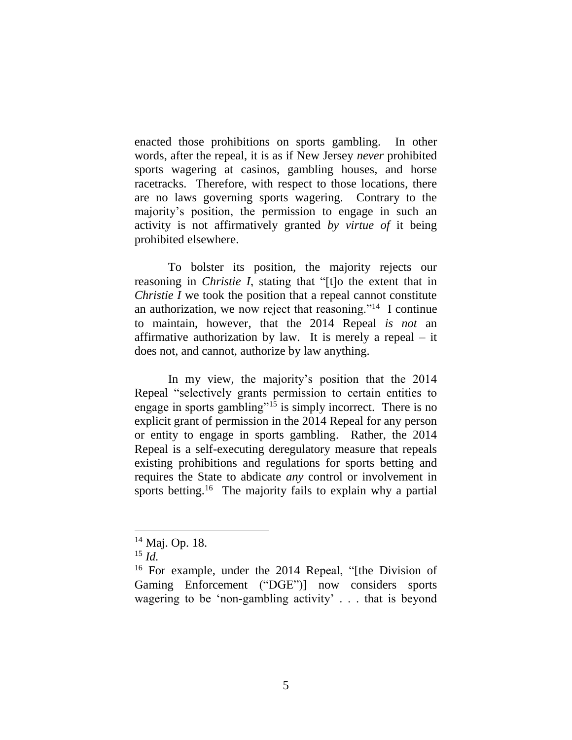enacted those prohibitions on sports gambling. In other words, after the repeal, it is as if New Jersey *never* prohibited sports wagering at casinos, gambling houses, and horse racetracks. Therefore, with respect to those locations, there are no laws governing sports wagering. Contrary to the majority's position, the permission to engage in such an activity is not affirmatively granted *by virtue of* it being prohibited elsewhere.

To bolster its position, the majority rejects our reasoning in *Christie I*, stating that "[t]o the extent that in *Christie I* we took the position that a repeal cannot constitute an authorization, we now reject that reasoning."[14] I continue to maintain, however, that the 2014 Repeal *is not* an affirmative authorization by law. It is merely a repeal – it does not, and cannot, authorize by law anything.

In my view, the majority's position that the 2014 Repeal "selectively grants permission to certain entities to engage in sports gambling"[15] is simply incorrect. There is no explicit grant of permission in the 2014 Repeal for any person or entity to engage in sports gambling. Rather, the 2014 Repeal is a self-executing deregulatory measure that repeals existing prohibitions and regulations for sports betting and requires the State to abdicate *any* control or involvement in sports betting.[16] The majority fails to explain why a partial

---

[14] Maj. Op. 18.

[15] *Id.*

[16] For example, under the 2014 Repeal, "[the Division of Gaming Enforcement ("DGE")] now considers sports wagering to be 'non-gambling activity' . . . that is beyond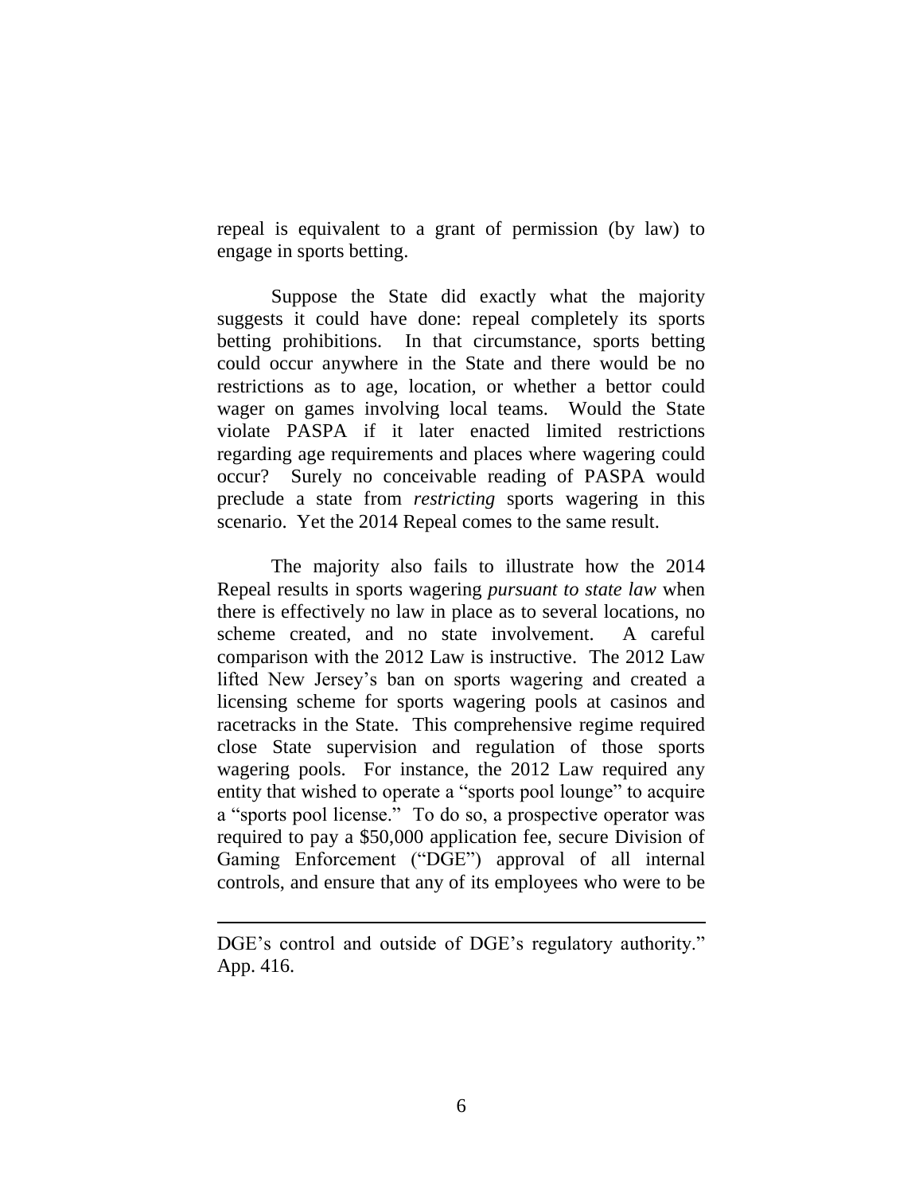repeal is equivalent to a grant of permission (by law) to engage in sports betting.

Suppose the State did exactly what the majority suggests it could have done: repeal completely its sports betting prohibitions. In that circumstance, sports betting could occur anywhere in the State and there would be no restrictions as to age, location, or whether a bettor could wager on games involving local teams. Would the State violate PASPA if it later enacted limited restrictions regarding age requirements and places where wagering could occur? Surely no conceivable reading of PASPA would preclude a state from *restricting* sports wagering in this scenario. Yet the 2014 Repeal comes to the same result.

The majority also fails to illustrate how the 2014 Repeal results in sports wagering *pursuant to state law* when there is effectively no law in place as to several locations, no scheme created, and no state involvement. A careful comparison with the 2012 Law is instructive. The 2012 Law lifted New Jersey's ban on sports wagering and created a licensing scheme for sports wagering pools at casinos and racetracks in the State. This comprehensive regime required close State supervision and regulation of those sports wagering pools. For instance, the 2012 Law required any entity that wished to operate a "sports pool lounge" to acquire a "sports pool license." To do so, a prospective operator was required to pay a $50,000 application fee, secure Division of Gaming Enforcement ("DGE") approval of all internal controls, and ensure that any of its employees who were to be

---

DGE's control and outside of DGE's regulatory authority." App. 416.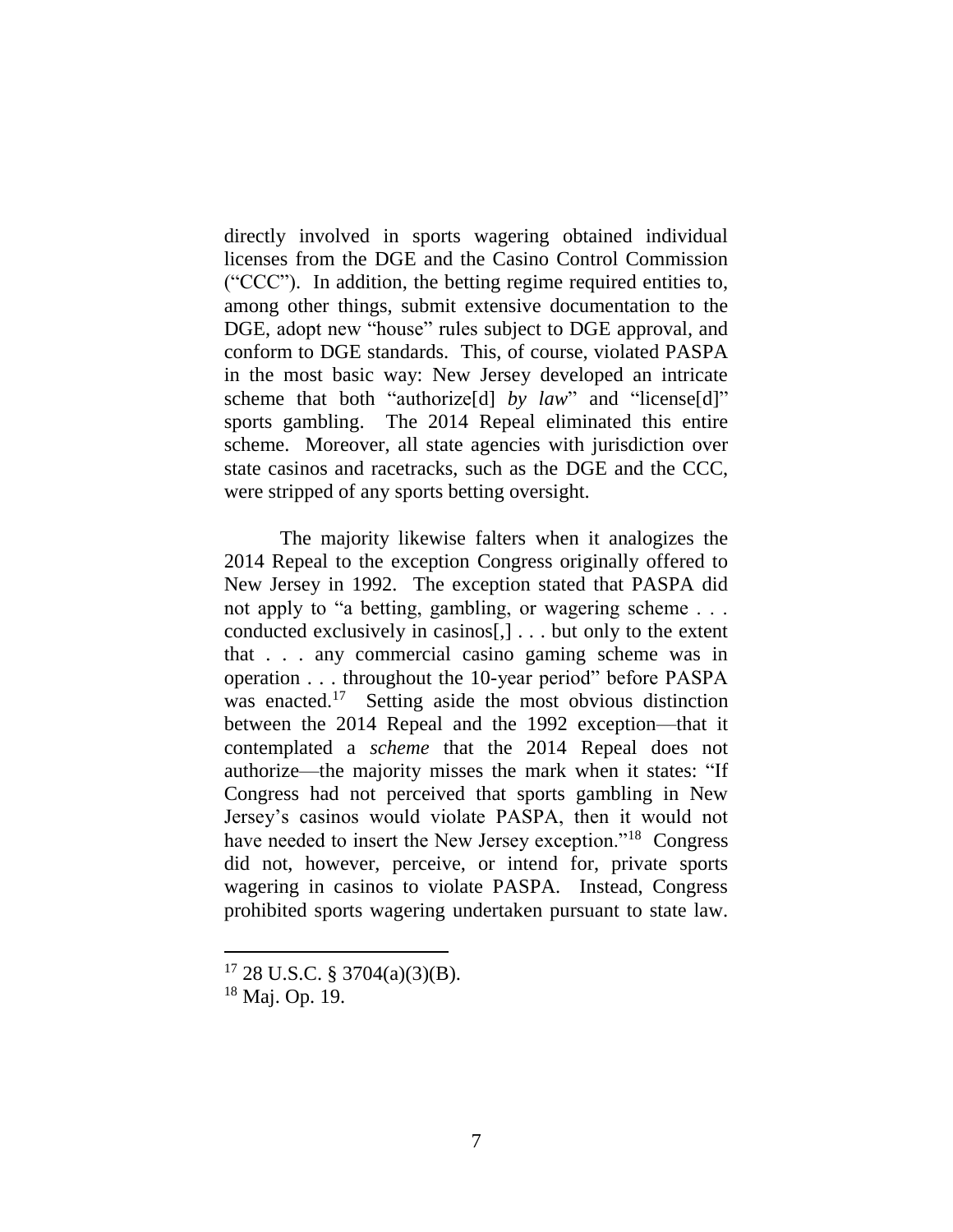directly involved in sports wagering obtained individual licenses from the DGE and the Casino Control Commission ("CCC"). In addition, the betting regime required entities to, among other things, submit extensive documentation to the DGE, adopt new "house" rules subject to DGE approval, and conform to DGE standards. This, of course, violated PASPA in the most basic way: New Jersey developed an intricate scheme that both "authorize[d] *by law*" and "license[d]" sports gambling. The 2014 Repeal eliminated this entire scheme. Moreover, all state agencies with jurisdiction over state casinos and racetracks, such as the DGE and the CCC, were stripped of any sports betting oversight.

The majority likewise falters when it analogizes the 2014 Repeal to the exception Congress originally offered to New Jersey in 1992. The exception stated that PASPA did not apply to "a betting, gambling, or wagering scheme . . . conducted exclusively in casinos[,] . . . but only to the extent that . . . any commercial casino gaming scheme was in operation . . . throughout the 10-year period" before PASPA was enacted.[17] Setting aside the most obvious distinction between the 2014 Repeal and the 1992 exception—that it contemplated a *scheme* that the 2014 Repeal does not authorize—the majority misses the mark when it states: "If Congress had not perceived that sports gambling in New Jersey's casinos would violate PASPA, then it would not have needed to insert the New Jersey exception."[18] Congress did not, however, perceive, or intend for, private sports wagering in casinos to violate PASPA. Instead, Congress prohibited sports wagering undertaken pursuant to state law.

[17] 28 U.S.C. § 3704(a)(3)(B).

[18] Maj. Op. 19.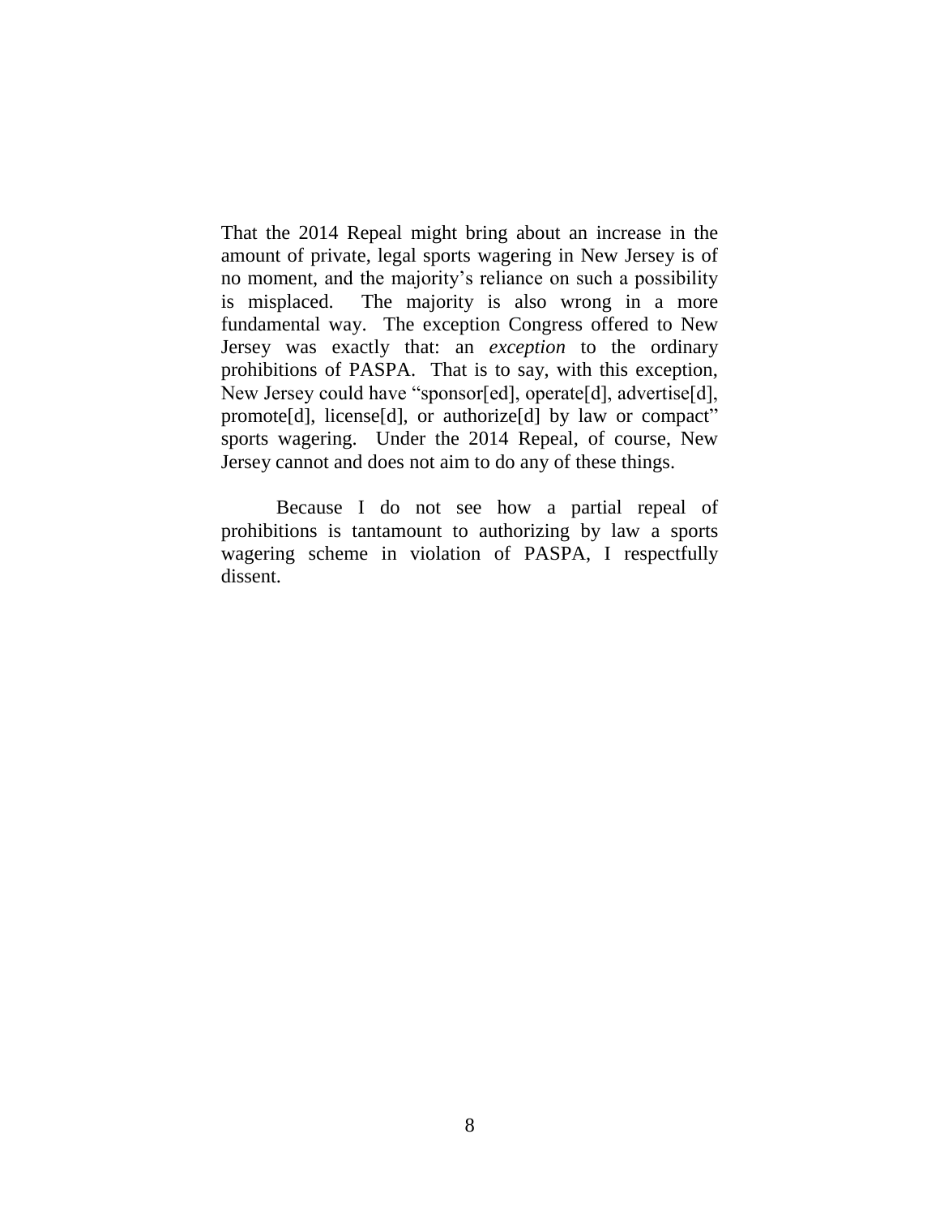That the 2014 Repeal might bring about an increase in the amount of private, legal sports wagering in New Jersey is of no moment, and the majority's reliance on such a possibility is misplaced. The majority is also wrong in a more fundamental way. The exception Congress offered to New Jersey was exactly that: an *exception* to the ordinary prohibitions of PASPA. That is to say, with this exception, New Jersey could have "sponsor[ed], operate[d], advertise[d], promote[d], license[d], or authorize[d] by law or compact" sports wagering. Under the 2014 Repeal, of course, New Jersey cannot and does not aim to do any of these things.

Because I do not see how a partial repeal of prohibitions is tantamount to authorizing by law a sports wagering scheme in violation of PASPA, I respectfully dissent.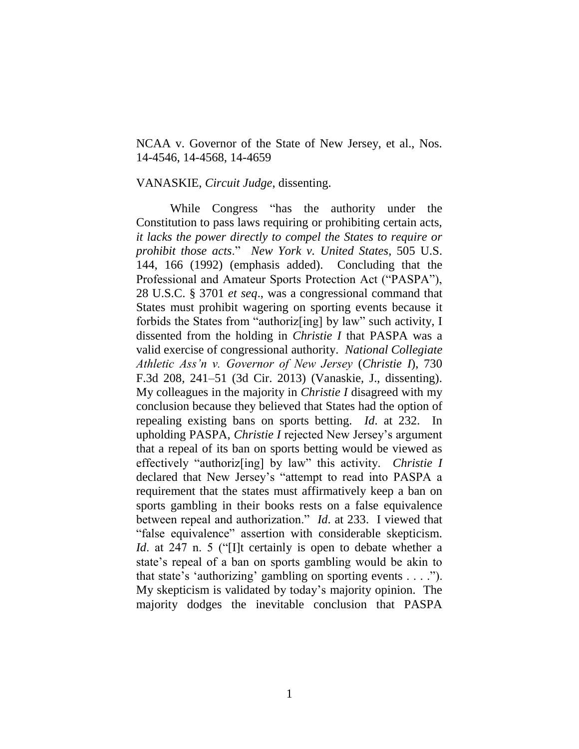NCAA v. Governor of the State of New Jersey, et al., Nos. 14-4546, 14-4568, 14-4659

VANASKIE, *Circuit Judge*, dissenting.

While Congress "has the authority under the Constitution to pass laws requiring or prohibiting certain acts, *it lacks the power directly to compel the States to require or prohibit those acts*." *New York v. United States*, 505 U.S. 144, 166 (1992) (emphasis added). Concluding that the Professional and Amateur Sports Protection Act ("PASPA"), 28 U.S.C. § 3701 *et seq*., was a congressional command that States must prohibit wagering on sporting events because it forbids the States from "authoriz[ing] by law" such activity, I dissented from the holding in *Christie I* that PASPA was a valid exercise of congressional authority. *National Collegiate Athletic Ass'n v. Governor of New Jersey* (*Christie I*), 730 F.3d 208, 241–51 (3d Cir. 2013) (Vanaskie, J., dissenting). My colleagues in the majority in *Christie I* disagreed with my conclusion because they believed that States had the option of repealing existing bans on sports betting. *Id*. at 232. In upholding PASPA, *Christie I* rejected New Jersey's argument that a repeal of its ban on sports betting would be viewed as effectively "authoriz[ing] by law" this activity. *Christie I* declared that New Jersey's "attempt to read into PASPA a requirement that the states must affirmatively keep a ban on sports gambling in their books rests on a false equivalence between repeal and authorization." *Id*. at 233. I viewed that "false equivalence" assertion with considerable skepticism. *Id*. at 247 n. 5 ("[I]t certainly is open to debate whether a state's repeal of a ban on sports gambling would be akin to that state's 'authorizing' gambling on sporting events . . . ."). My skepticism is validated by today's majority opinion. The majority dodges the inevitable conclusion that PASPA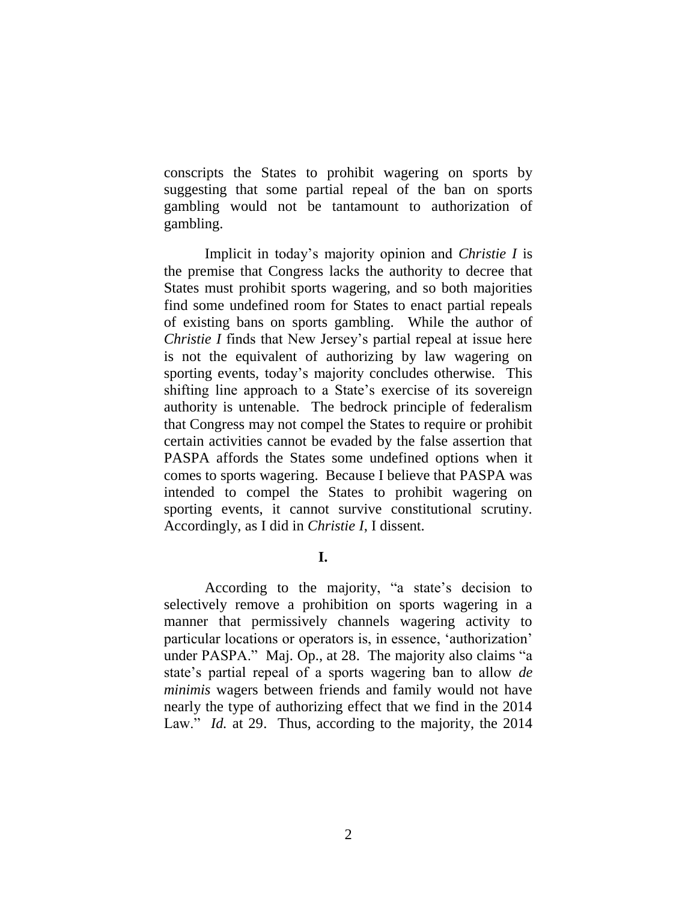conscripts the States to prohibit wagering on sports by suggesting that some partial repeal of the ban on sports gambling would not be tantamount to authorization of gambling.

Implicit in today's majority opinion and *Christie I* is the premise that Congress lacks the authority to decree that States must prohibit sports wagering, and so both majorities find some undefined room for States to enact partial repeals of existing bans on sports gambling. While the author of *Christie I* finds that New Jersey's partial repeal at issue here is not the equivalent of authorizing by law wagering on sporting events, today's majority concludes otherwise. This shifting line approach to a State's exercise of its sovereign authority is untenable. The bedrock principle of federalism that Congress may not compel the States to require or prohibit certain activities cannot be evaded by the false assertion that PASPA affords the States some undefined options when it comes to sports wagering. Because I believe that PASPA was intended to compel the States to prohibit wagering on sporting events, it cannot survive constitutional scrutiny. Accordingly, as I did in *Christie I*, I dissent.

## I.

According to the majority, "a state's decision to selectively remove a prohibition on sports wagering in a manner that permissively channels wagering activity to particular locations or operators is, in essence, 'authorization' under PASPA." Maj. Op., at 28. The majority also claims "a state's partial repeal of a sports wagering ban to allow *de minimis* wagers between friends and family would not have nearly the type of authorizing effect that we find in the 2014 Law." *Id.* at 29. Thus, according to the majority, the 2014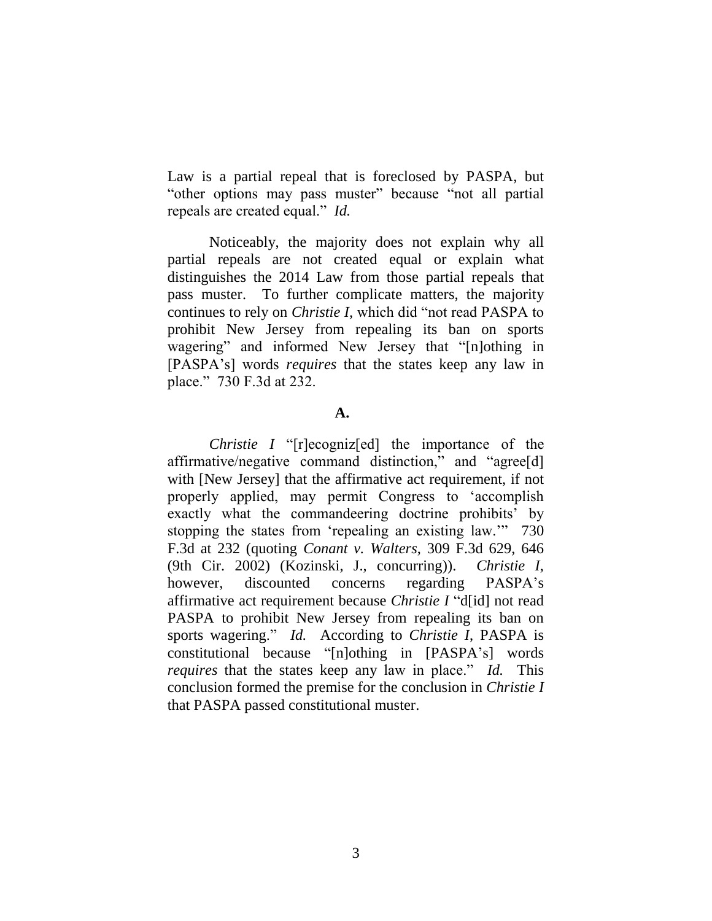Law is a partial repeal that is foreclosed by PASPA, but "other options may pass muster" because "not all partial repeals are created equal." *Id.*

Noticeably, the majority does not explain why all partial repeals are not created equal or explain what distinguishes the 2014 Law from those partial repeals that pass muster. To further complicate matters, the majority continues to rely on *Christie I*, which did "not read PASPA to prohibit New Jersey from repealing its ban on sports wagering" and informed New Jersey that "[n]othing in [PASPA's] words *requires* that the states keep any law in place." 730 F.3d at 232.

### A.

*Christie I* "[r]ecogniz[ed] the importance of the affirmative/negative command distinction," and "agree[d] with [New Jersey] that the affirmative act requirement, if not properly applied, may permit Congress to 'accomplish exactly what the commandeering doctrine prohibits' by stopping the states from 'repealing an existing law.'" 730 F.3d at 232 (quoting *Conant v. Walters*, 309 F.3d 629, 646 (9th Cir. 2002) (Kozinski, J., concurring)). *Christie I*, however, discounted concerns regarding PASPA's affirmative act requirement because *Christie I* "d[id] not read PASPA to prohibit New Jersey from repealing its ban on sports wagering." *Id.* According to *Christie I*, PASPA is constitutional because "[n]othing in [PASPA's] words *requires* that the states keep any law in place." *Id.* This conclusion formed the premise for the conclusion in *Christie I* that PASPA passed constitutional muster.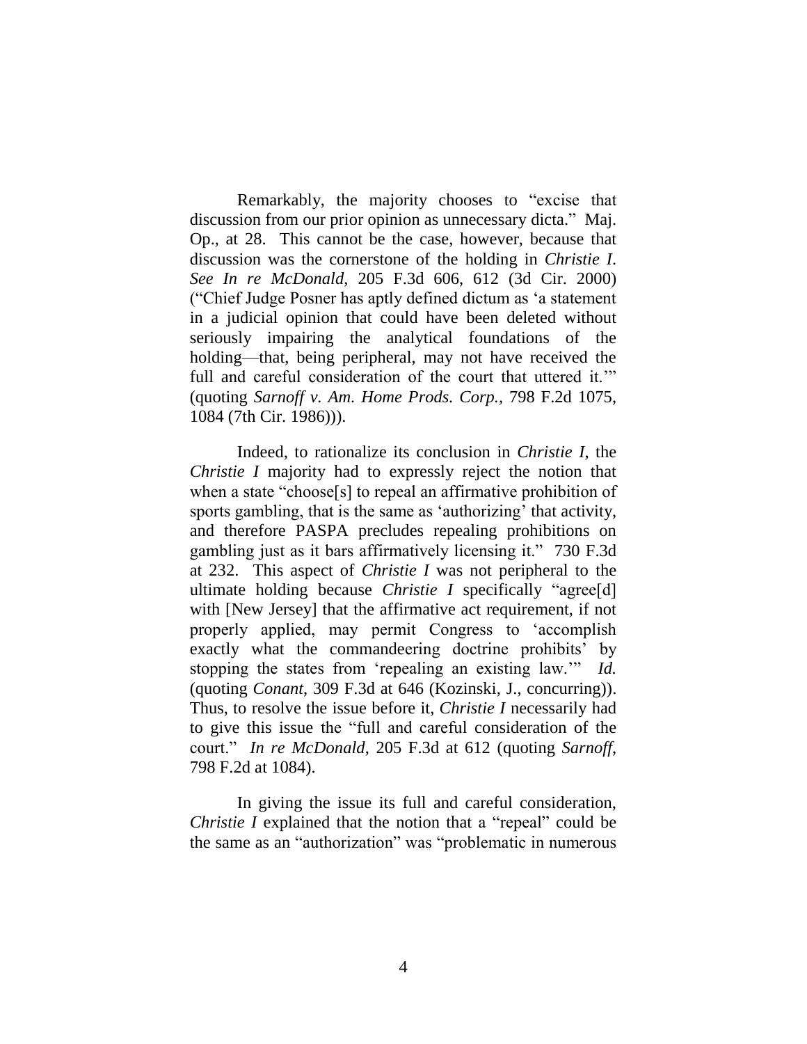Remarkably, the majority chooses to "excise that discussion from our prior opinion as unnecessary dicta." Maj. Op., at 28. This cannot be the case, however, because that discussion was the cornerstone of the holding in *Christie I*. *See In re McDonald*, 205 F.3d 606, 612 (3d Cir. 2000) ("Chief Judge Posner has aptly defined dictum as 'a statement in a judicial opinion that could have been deleted without seriously impairing the analytical foundations of the holding—that, being peripheral, may not have received the full and careful consideration of the court that uttered it.'" (quoting *Sarnoff v. Am. Home Prods. Corp.*, 798 F.2d 1075, 1084 (7th Cir. 1986))).

Indeed, to rationalize its conclusion in *Christie I*, the *Christie I* majority had to expressly reject the notion that when a state "choose[s] to repeal an affirmative prohibition of sports gambling, that is the same as 'authorizing' that activity, and therefore PASPA precludes repealing prohibitions on gambling just as it bars affirmatively licensing it." 730 F.3d at 232. This aspect of *Christie I* was not peripheral to the ultimate holding because *Christie I* specifically "agree[d] with [New Jersey] that the affirmative act requirement, if not properly applied, may permit Congress to 'accomplish exactly what the commandeering doctrine prohibits' by stopping the states from 'repealing an existing law.'" *Id.* (quoting *Conant*, 309 F.3d at 646 (Kozinski, J., concurring)). Thus, to resolve the issue before it, *Christie I* necessarily had to give this issue the "full and careful consideration of the court." *In re McDonald*, 205 F.3d at 612 (quoting *Sarnoff*, 798 F.2d at 1084).

In giving the issue its full and careful consideration, *Christie I* explained that the notion that a "repeal" could be the same as an "authorization" was "problematic in numerous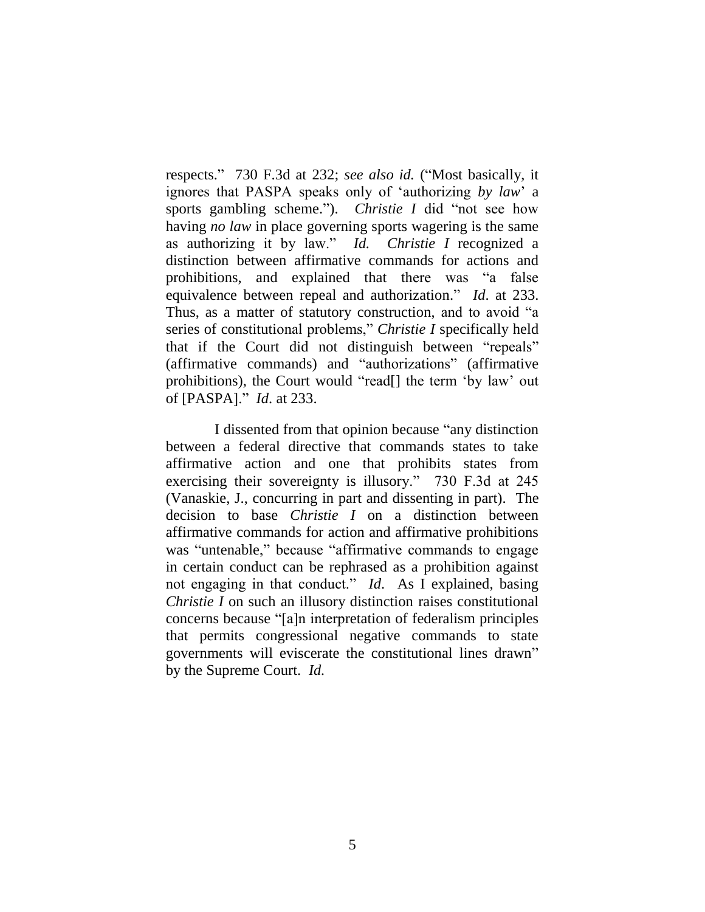respects." 730 F.3d at 232; *see also id.* ("Most basically, it ignores that PASPA speaks only of 'authorizing *by law*' a sports gambling scheme."). *Christie I* did "not see how having *no law* in place governing sports wagering is the same as authorizing it by law." *Id.* *Christie I* recognized a distinction between affirmative commands for actions and prohibitions, and explained that there was "a false equivalence between repeal and authorization." *Id*. at 233. Thus, as a matter of statutory construction, and to avoid "a series of constitutional problems," *Christie I* specifically held that if the Court did not distinguish between "repeals" (affirmative commands) and "authorizations" (affirmative prohibitions), the Court would "read[] the term 'by law' out of [PASPA]." *Id*. at 233.

I dissented from that opinion because "any distinction between a federal directive that commands states to take affirmative action and one that prohibits states from exercising their sovereignty is illusory." 730 F.3d at 245 (Vanaskie, J., concurring in part and dissenting in part). The decision to base *Christie I* on a distinction between affirmative commands for action and affirmative prohibitions was "untenable," because "affirmative commands to engage in certain conduct can be rephrased as a prohibition against not engaging in that conduct." *Id*. As I explained, basing *Christie I* on such an illusory distinction raises constitutional concerns because "[a]n interpretation of federalism principles that permits congressional negative commands to state governments will eviscerate the constitutional lines drawn" by the Supreme Court. *Id.*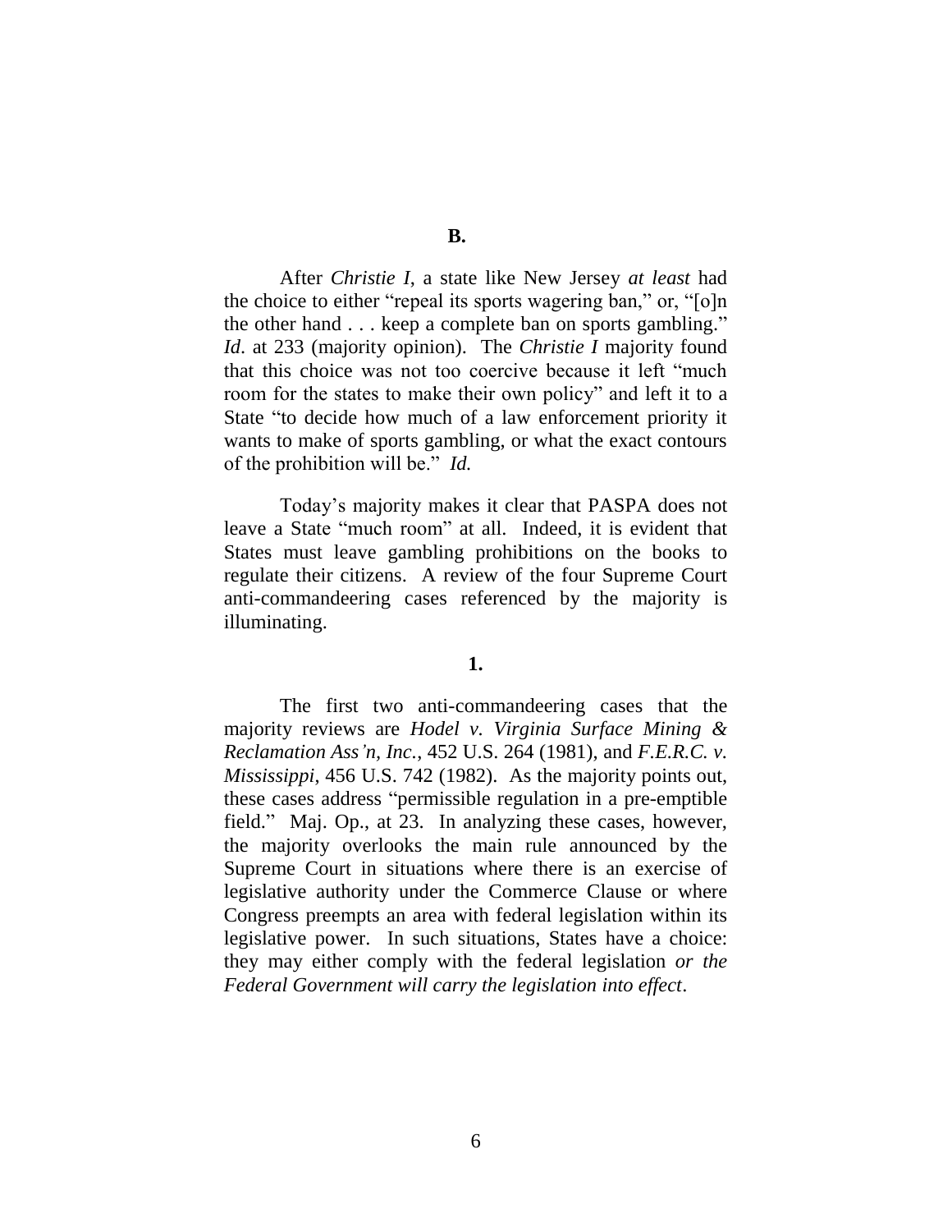**B.**

After *Christie I*, a state like New Jersey *at least* had the choice to either "repeal its sports wagering ban," or, "[o]n the other hand . . . keep a complete ban on sports gambling." *Id*. at 233 (majority opinion). The *Christie I* majority found that this choice was not too coercive because it left "much room for the states to make their own policy" and left it to a State "to decide how much of a law enforcement priority it wants to make of sports gambling, or what the exact contours of the prohibition will be." *Id.*

Today's majority makes it clear that PASPA does not leave a State "much room" at all. Indeed, it is evident that States must leave gambling prohibitions on the books to regulate their citizens. A review of the four Supreme Court anti-commandeering cases referenced by the majority is illuminating.

**1.**

The first two anti-commandeering cases that the majority reviews are *Hodel v. Virginia Surface Mining & Reclamation Ass'n, Inc.*, 452 U.S. 264 (1981), and *F.E.R.C. v. Mississippi*, 456 U.S. 742 (1982). As the majority points out, these cases address "permissible regulation in a pre-emptible field." Maj. Op., at 23. In analyzing these cases, however, the majority overlooks the main rule announced by the Supreme Court in situations where there is an exercise of legislative authority under the Commerce Clause or where Congress preempts an area with federal legislation within its legislative power. In such situations, States have a choice: they may either comply with the federal legislation *or the Federal Government will carry the legislation into effect*.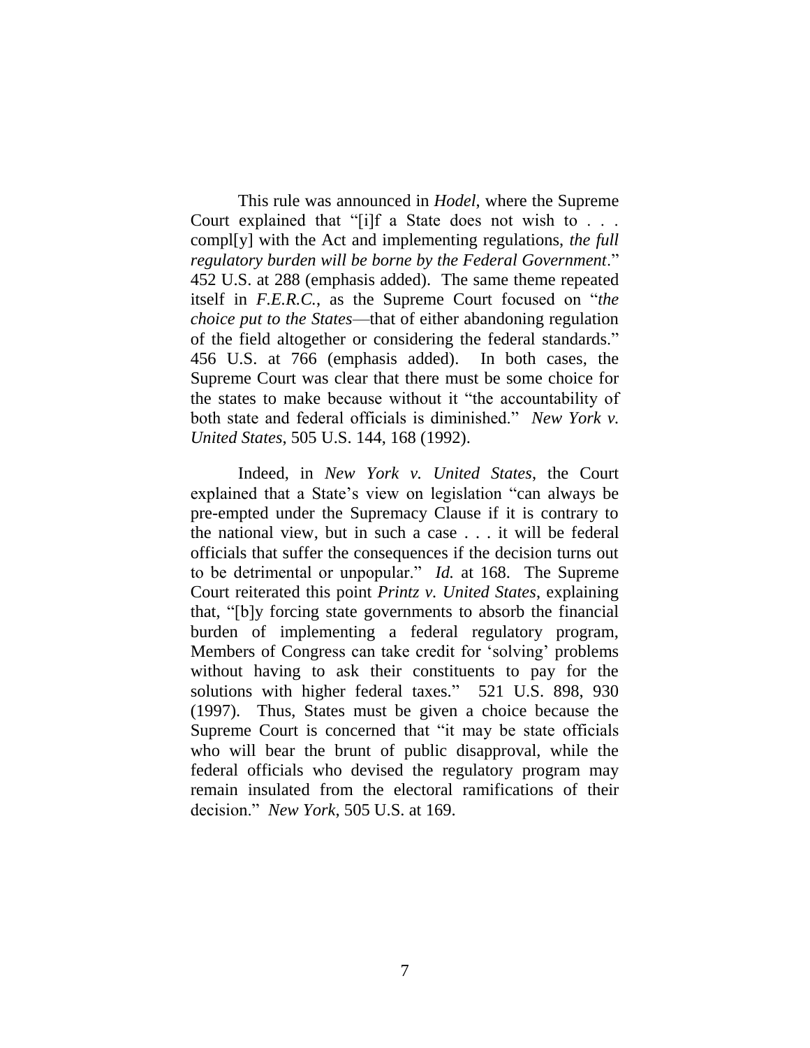This rule was announced in *Hodel*, where the Supreme Court explained that "[i]f a State does not wish to . . . compl[y] with the Act and implementing regulations, *the full regulatory burden will be borne by the Federal Government*." 452 U.S. at 288 (emphasis added). The same theme repeated itself in *F.E.R.C.*, as the Supreme Court focused on "*the choice put to the States*—that of either abandoning regulation of the field altogether or considering the federal standards." 456 U.S. at 766 (emphasis added). In both cases, the Supreme Court was clear that there must be some choice for the states to make because without it "the accountability of both state and federal officials is diminished." *New York v. United States*, 505 U.S. 144, 168 (1992).

Indeed, in *New York v. United States*, the Court explained that a State's view on legislation "can always be pre-empted under the Supremacy Clause if it is contrary to the national view, but in such a case . . . it will be federal officials that suffer the consequences if the decision turns out to be detrimental or unpopular." *Id.* at 168. The Supreme Court reiterated this point *Printz v. United States*, explaining that, "[b]y forcing state governments to absorb the financial burden of implementing a federal regulatory program, Members of Congress can take credit for 'solving' problems without having to ask their constituents to pay for the solutions with higher federal taxes." 521 U.S. 898, 930 (1997). Thus, States must be given a choice because the Supreme Court is concerned that "it may be state officials who will bear the brunt of public disapproval, while the federal officials who devised the regulatory program may remain insulated from the electoral ramifications of their decision." *New York*, 505 U.S. at 169.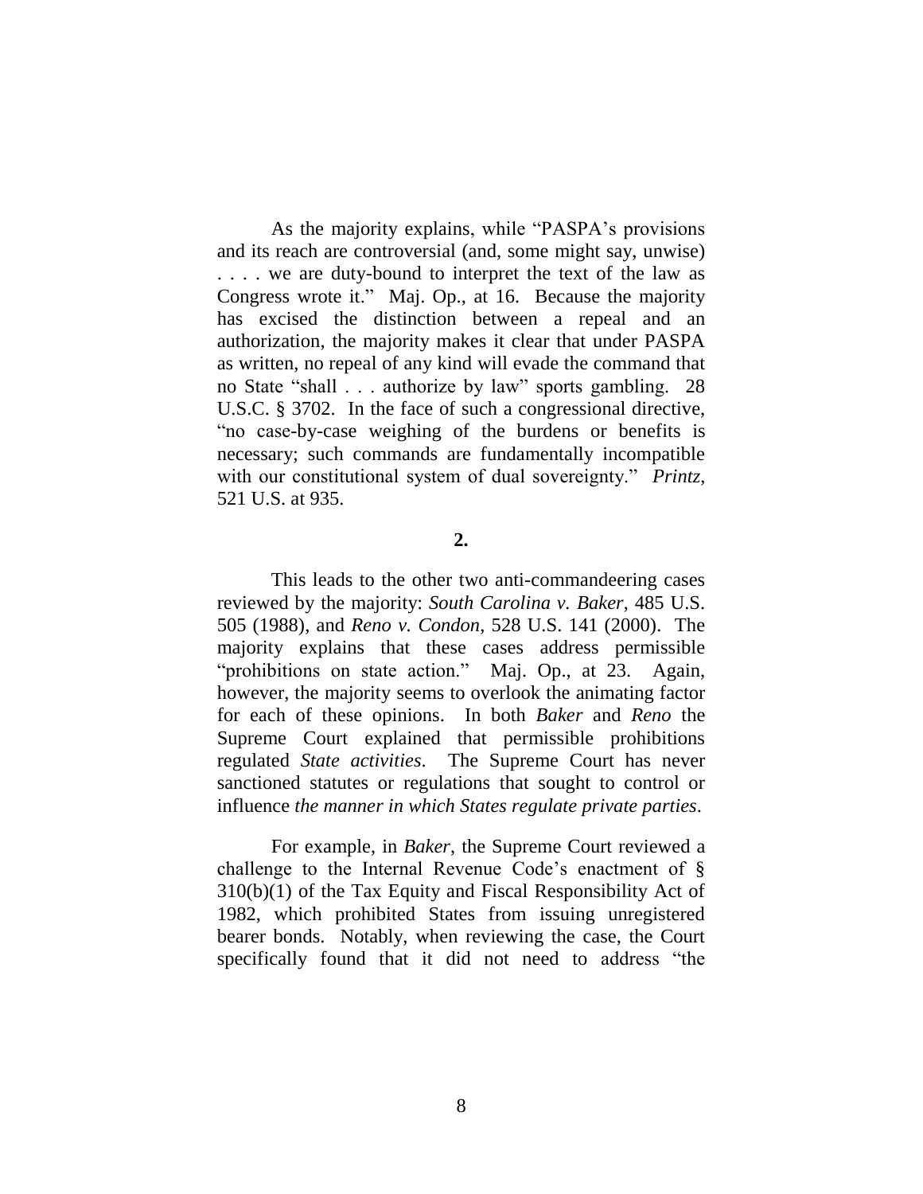As the majority explains, while "PASPA's provisions and its reach are controversial (and, some might say, unwise) . . . . we are duty-bound to interpret the text of the law as Congress wrote it." Maj. Op., at 16. Because the majority has excised the distinction between a repeal and an authorization, the majority makes it clear that under PASPA as written, no repeal of any kind will evade the command that no State "shall . . . authorize by law" sports gambling. 28 U.S.C. § 3702. In the face of such a congressional directive, "no case-by-case weighing of the burdens or benefits is necessary; such commands are fundamentally incompatible with our constitutional system of dual sovereignty." *Printz*, 521 U.S. at 935.

**2.**

This leads to the other two anti-commandeering cases reviewed by the majority: *South Carolina v. Baker*, 485 U.S. 505 (1988), and *Reno v. Condon*, 528 U.S. 141 (2000). The majority explains that these cases address permissible "prohibitions on state action." Maj. Op., at 23. Again, however, the majority seems to overlook the animating factor for each of these opinions. In both *Baker* and *Reno* the Supreme Court explained that permissible prohibitions regulated *State activities*. The Supreme Court has never sanctioned statutes or regulations that sought to control or influence *the manner in which States regulate private parties*.

For example, in *Baker*, the Supreme Court reviewed a challenge to the Internal Revenue Code's enactment of § 310(b)(1) of the Tax Equity and Fiscal Responsibility Act of 1982, which prohibited States from issuing unregistered bearer bonds. Notably, when reviewing the case, the Court specifically found that it did not need to address "the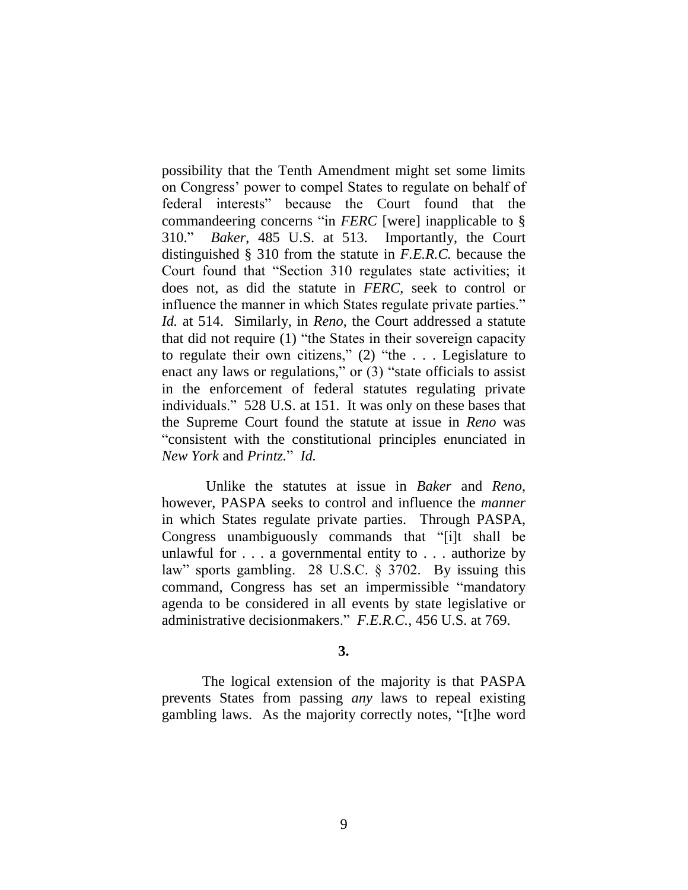possibility that the Tenth Amendment might set some limits on Congress' power to compel States to regulate on behalf of federal interests" because the Court found that the commandeering concerns "in *FERC* [were] inapplicable to § 310." *Baker*, 485 U.S. at 513. Importantly, the Court distinguished § 310 from the statute in *F.E.R.C.* because the Court found that "Section 310 regulates state activities; it does not, as did the statute in *FERC*, seek to control or influence the manner in which States regulate private parties." *Id.* at 514. Similarly, in *Reno*, the Court addressed a statute that did not require (1) "the States in their sovereign capacity to regulate their own citizens," (2) "the . . . Legislature to enact any laws or regulations," or (3) "state officials to assist in the enforcement of federal statutes regulating private individuals." 528 U.S. at 151. It was only on these bases that the Supreme Court found the statute at issue in *Reno* was "consistent with the constitutional principles enunciated in *New York* and *Printz.*" *Id.*

Unlike the statutes at issue in *Baker* and *Reno*, however, PASPA seeks to control and influence the *manner* in which States regulate private parties. Through PASPA, Congress unambiguously commands that "[i]t shall be unlawful for . . . a governmental entity to . . . authorize by law" sports gambling. 28 U.S.C. § 3702. By issuing this command, Congress has set an impermissible "mandatory agenda to be considered in all events by state legislative or administrative decisionmakers." *F.E.R.C.*, 456 U.S. at 769.

**3.**

The logical extension of the majority is that PASPA prevents States from passing *any* laws to repeal existing gambling laws. As the majority correctly notes, "[t]he word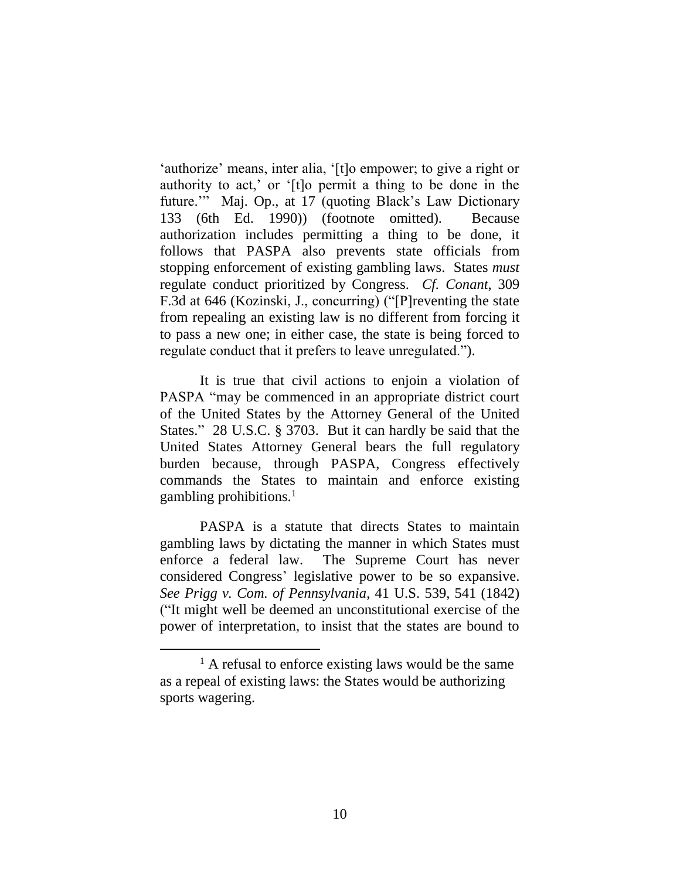'authorize' means, inter alia, '[t]o empower; to give a right or authority to act,' or '[t]o permit a thing to be done in the future.'" Maj. Op., at 17 (quoting Black's Law Dictionary 133 (6th Ed. 1990)) (footnote omitted). Because authorization includes permitting a thing to be done, it follows that PASPA also prevents state officials from stopping enforcement of existing gambling laws. States *must* regulate conduct prioritized by Congress. *Cf. Conant*, 309 F.3d at 646 (Kozinski, J., concurring) ("[P]reventing the state from repealing an existing law is no different from forcing it to pass a new one; in either case, the state is being forced to regulate conduct that it prefers to leave unregulated.").

It is true that civil actions to enjoin a violation of PASPA "may be commenced in an appropriate district court of the United States by the Attorney General of the United States." 28 U.S.C. § 3703. But it can hardly be said that the United States Attorney General bears the full regulatory burden because, through PASPA, Congress effectively commands the States to maintain and enforce existing gambling prohibitions.[1]

PASPA is a statute that directs States to maintain gambling laws by dictating the manner in which States must enforce a federal law. The Supreme Court has never considered Congress' legislative power to be so expansive. *See Prigg v. Com. of Pennsylvania*, 41 U.S. 539, 541 (1842) ("It might well be deemed an unconstitutional exercise of the power of interpretation, to insist that the states are bound to

---

[1] A refusal to enforce existing laws would be the same as a repeal of existing laws: the States would be authorizing sports wagering.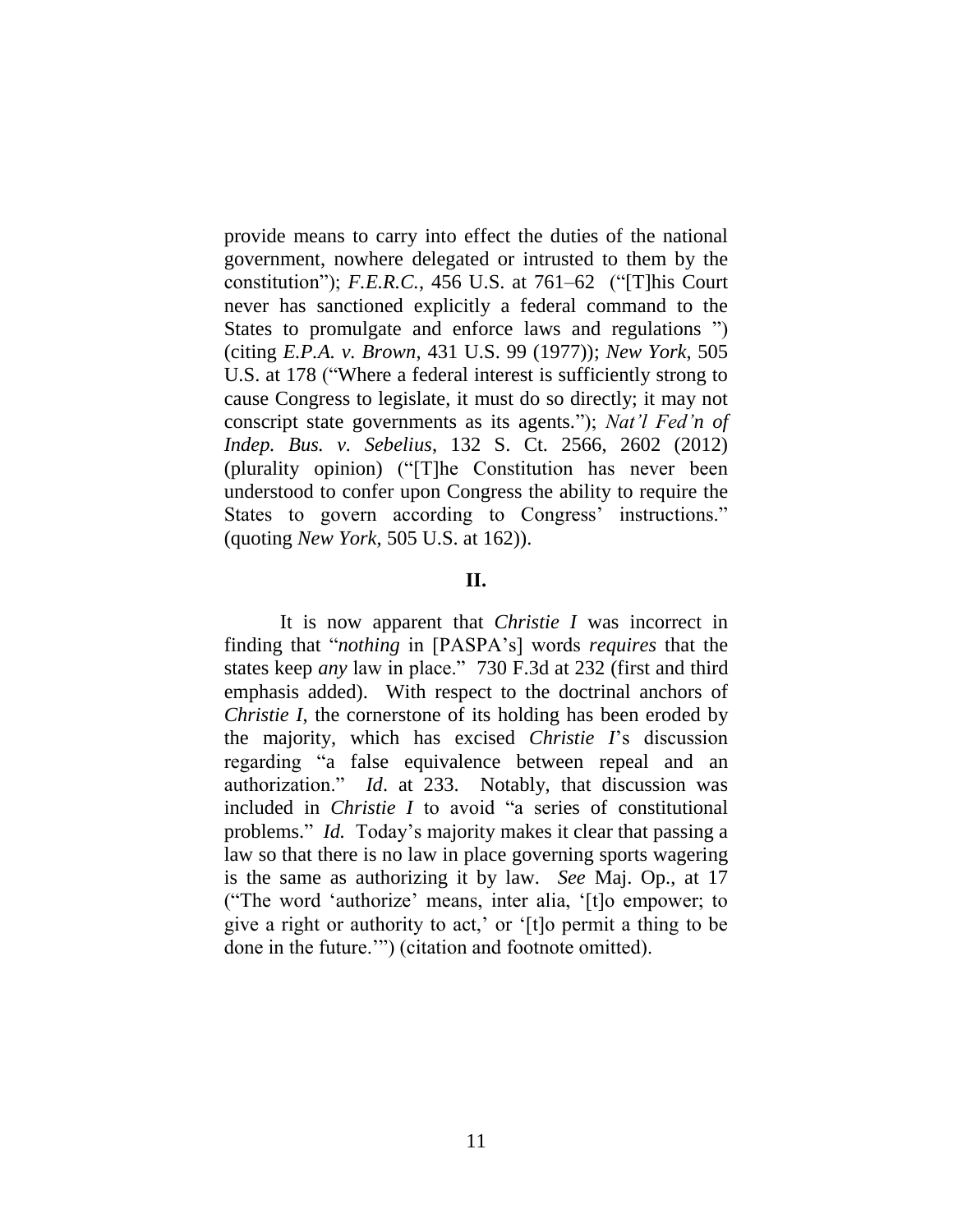provide means to carry into effect the duties of the national government, nowhere delegated or intrusted to them by the constitution"); *F.E.R.C.*, 456 U.S. at 761–62 ("[T]his Court never has sanctioned explicitly a federal command to the States to promulgate and enforce laws and regulations ") (citing *E.P.A. v. Brown*, 431 U.S. 99 (1977)); *New York*, 505 U.S. at 178 ("Where a federal interest is sufficiently strong to cause Congress to legislate, it must do so directly; it may not conscript state governments as its agents."); *Nat'l Fed'n of Indep. Bus. v. Sebelius*, 132 S. Ct. 2566, 2602 (2012) (plurality opinion) ("[T]he Constitution has never been understood to confer upon Congress the ability to require the States to govern according to Congress' instructions." (quoting *New York*, 505 U.S. at 162)).

**II.**

It is now apparent that *Christie I* was incorrect in finding that "*nothing* in [PASPA's] words *requires* that the states keep *any* law in place." 730 F.3d at 232 (first and third emphasis added). With respect to the doctrinal anchors of *Christie I*, the cornerstone of its holding has been eroded by the majority, which has excised *Christie I*'s discussion regarding "a false equivalence between repeal and an authorization." *Id*. at 233. Notably, that discussion was included in *Christie I* to avoid "a series of constitutional problems." *Id.* Today's majority makes it clear that passing a law so that there is no law in place governing sports wagering is the same as authorizing it by law. *See* Maj. Op., at 17 ("The word 'authorize' means, inter alia, '[t]o empower; to give a right or authority to act,' or '[t]o permit a thing to be done in the future.'") (citation and footnote omitted).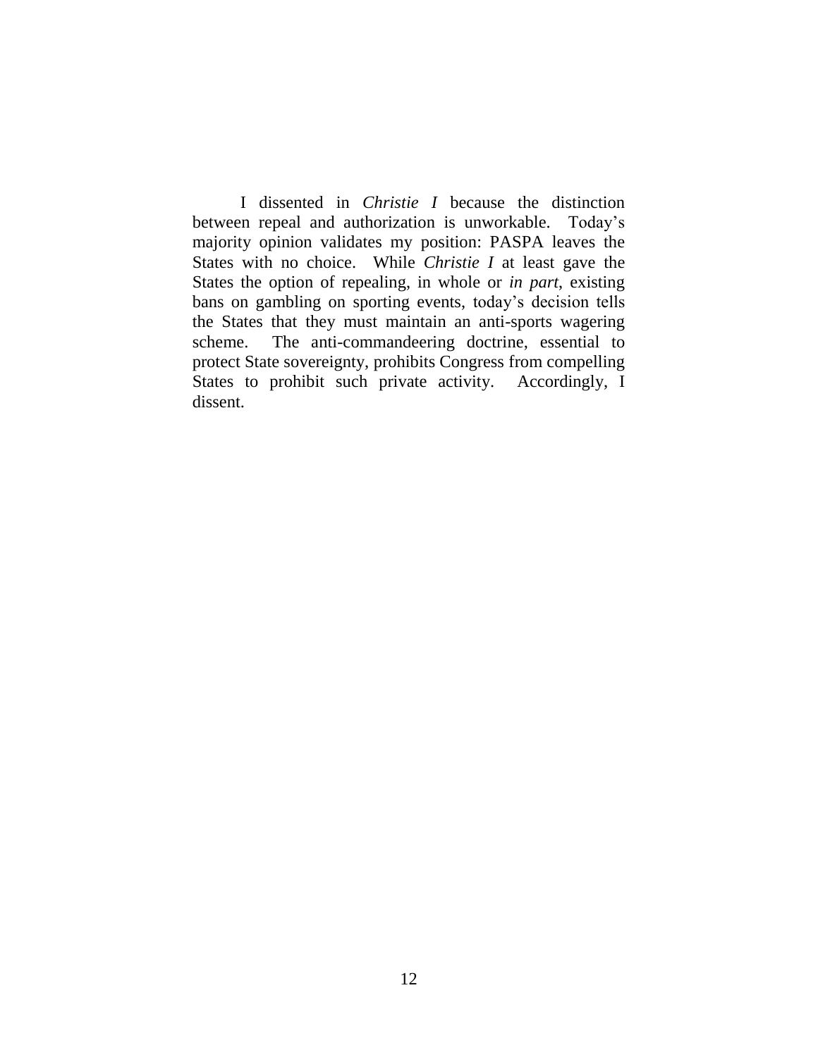I dissented in *Christie I* because the distinction between repeal and authorization is unworkable. Today's majority opinion validates my position: PASPA leaves the States with no choice. While *Christie I* at least gave the States the option of repealing, in whole or *in part*, existing bans on gambling on sporting events, today's decision tells the States that they must maintain an anti-sports wagering scheme. The anti-commandeering doctrine, essential to protect State sovereignty, prohibits Congress from compelling States to prohibit such private activity. Accordingly, I dissent.